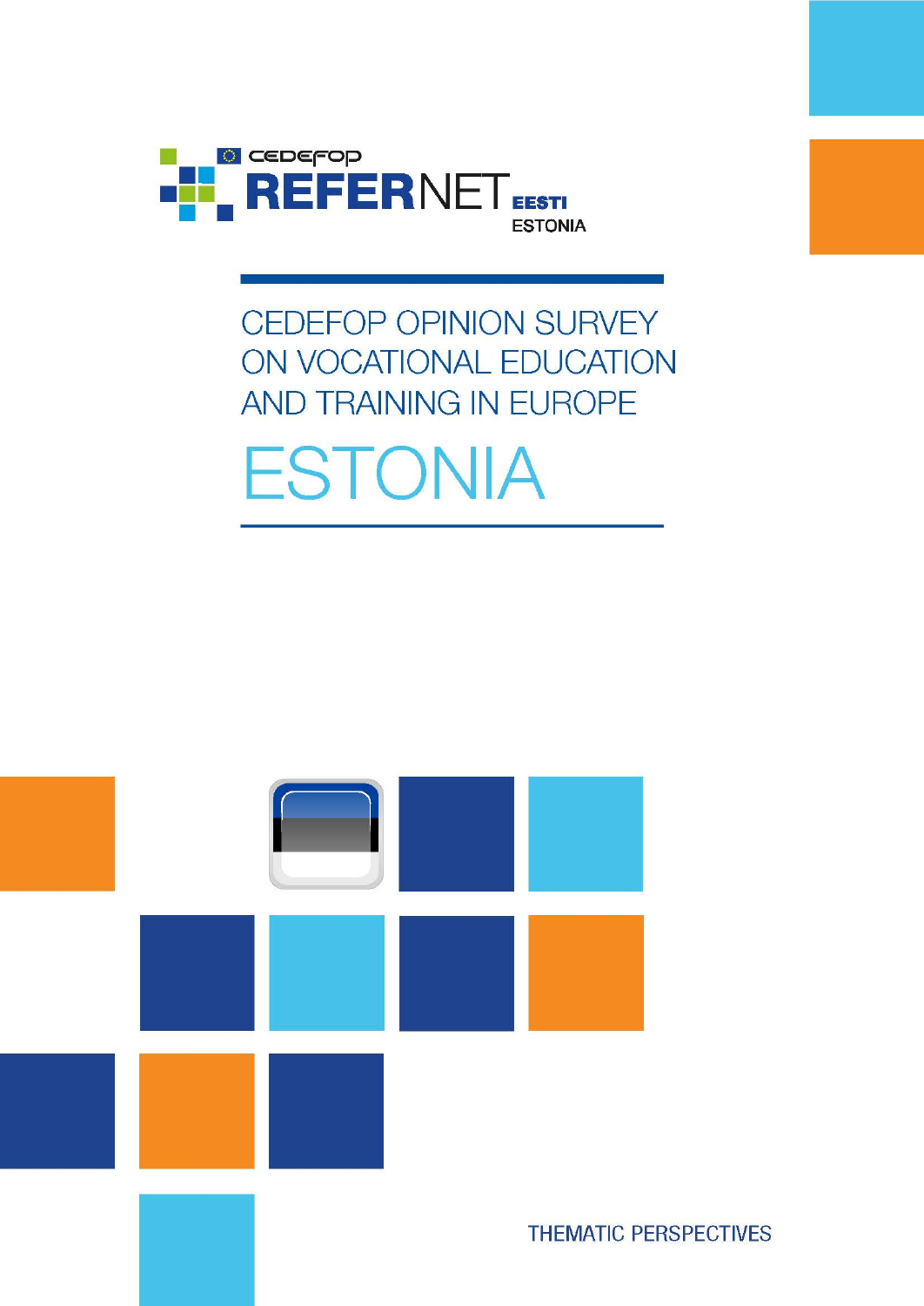CEDEFOP

REFERNET EESTI ESTONIA

# CEDEFOP OPINION SURVEY ON VOCATIONAL EDUCATION AND TRAINING IN EUROPE

# ESTONIA

THEMATIC PERSPECTIVES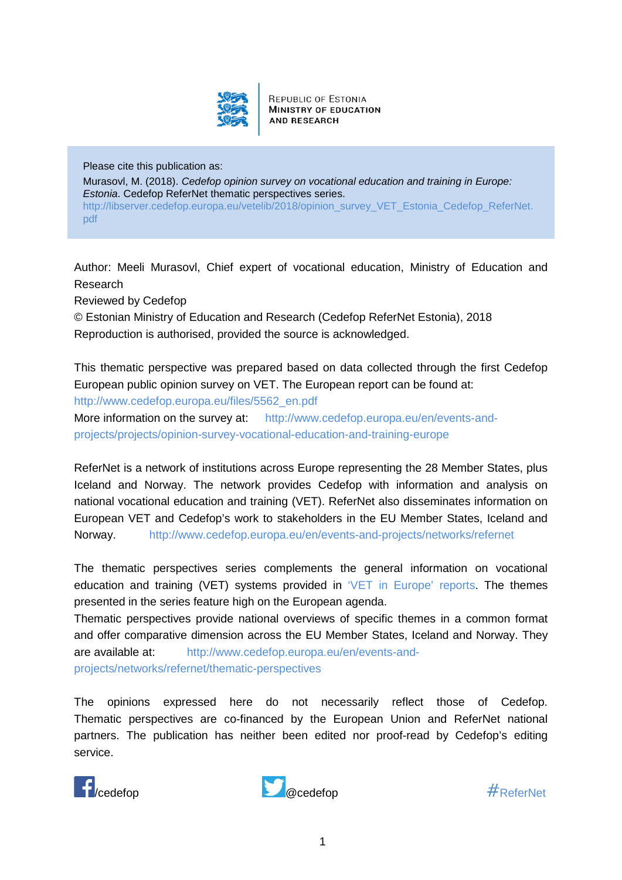REPUBLIC OF ESTONIA
MINISTRY OF EDUCATION
AND RESEARCH

Please cite this publication as:

Murasovl, M. (2018). *Cedefop opinion survey on vocational education and training in Europe: Estonia*. Cedefop ReferNet thematic perspectives series.
http://libserver.cedefop.europa.eu/vetelib/2018/opinion_survey_VET_Estonia_Cedefop_ReferNet.pdf

Author: Meeli Murasovl, Chief expert of vocational education, Ministry of Education and Research

Reviewed by Cedefop

© Estonian Ministry of Education and Research (Cedefop ReferNet Estonia), 2018

Reproduction is authorised, provided the source is acknowledged.

This thematic perspective was prepared based on data collected through the first Cedefop European public opinion survey on VET. The European report can be found at: http://www.cedefop.europa.eu/files/5562_en.pdf

More information on the survey at: http://www.cedefop.europa.eu/en/events-and-projects/projects/opinion-survey-vocational-education-and-training-europe

ReferNet is a network of institutions across Europe representing the 28 Member States, plus Iceland and Norway. The network provides Cedefop with information and analysis on national vocational education and training (VET). ReferNet also disseminates information on European VET and Cedefop's work to stakeholders in the EU Member States, Iceland and Norway. http://www.cedefop.europa.eu/en/events-and-projects/networks/refernet

The thematic perspectives series complements the general information on vocational education and training (VET) systems provided in 'VET in Europe' reports. The themes presented in the series feature high on the European agenda.

Thematic perspectives provide national overviews of specific themes in a common format and offer comparative dimension across the EU Member States, Iceland and Norway. They are available at: http://www.cedefop.europa.eu/en/events-and-projects/networks/refernet/thematic-perspectives

The opinions expressed here do not necessarily reflect those of Cedefop. Thematic perspectives are co-financed by the European Union and ReferNet national partners. The publication has neither been edited nor proof-read by Cedefop's editing service.

/cedefop @cedefop #ReferNet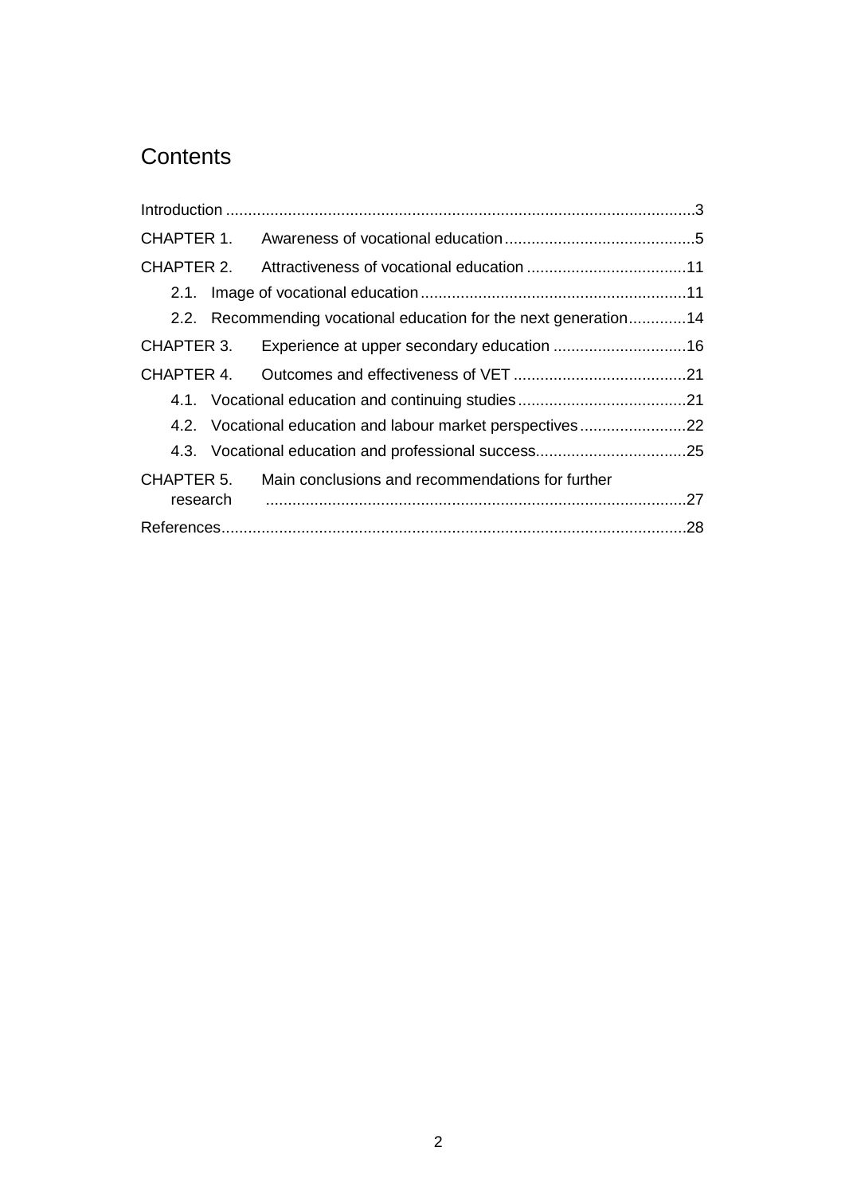# Contents

Introduction ..........................................................................................................3

CHAPTER 1. Awareness of vocational education ...........................................5

CHAPTER 2. Attractiveness of vocational education ....................................11

- 2.1. Image of vocational education ............................................................11
- 2.2. Recommending vocational education for the next generation.............14

CHAPTER 3. Experience at upper secondary education ..............................16

CHAPTER 4. Outcomes and effectiveness of VET .......................................21

- 4.1. Vocational education and continuing studies ......................................21
- 4.2. Vocational education and labour market perspectives ........................22
- 4.3. Vocational education and professional success..................................25

CHAPTER 5. Main conclusions and recommendations for further research ..............................................................................................27

References.........................................................................................................28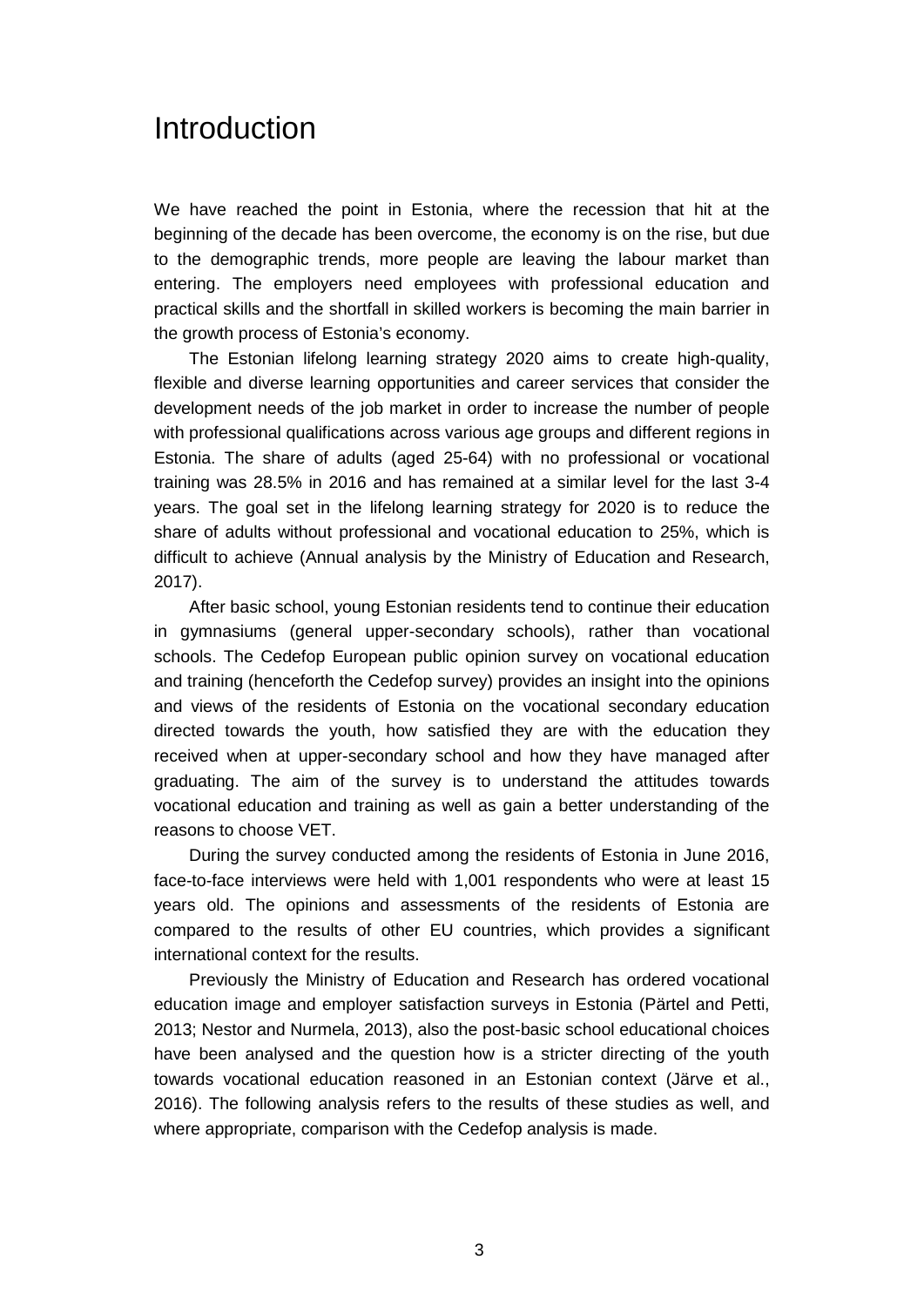# Introduction

We have reached the point in Estonia, where the recession that hit at the beginning of the decade has been overcome, the economy is on the rise, but due to the demographic trends, more people are leaving the labour market than entering. The employers need employees with professional education and practical skills and the shortfall in skilled workers is becoming the main barrier in the growth process of Estonia's economy.

The Estonian lifelong learning strategy 2020 aims to create high-quality, flexible and diverse learning opportunities and career services that consider the development needs of the job market in order to increase the number of people with professional qualifications across various age groups and different regions in Estonia. The share of adults (aged 25-64) with no professional or vocational training was 28.5% in 2016 and has remained at a similar level for the last 3-4 years. The goal set in the lifelong learning strategy for 2020 is to reduce the share of adults without professional and vocational education to 25%, which is difficult to achieve (Annual analysis by the Ministry of Education and Research, 2017).

After basic school, young Estonian residents tend to continue their education in gymnasiums (general upper-secondary schools), rather than vocational schools. The Cedefop European public opinion survey on vocational education and training (henceforth the Cedefop survey) provides an insight into the opinions and views of the residents of Estonia on the vocational secondary education directed towards the youth, how satisfied they are with the education they received when at upper-secondary school and how they have managed after graduating. The aim of the survey is to understand the attitudes towards vocational education and training as well as gain a better understanding of the reasons to choose VET.

During the survey conducted among the residents of Estonia in June 2016, face-to-face interviews were held with 1,001 respondents who were at least 15 years old. The opinions and assessments of the residents of Estonia are compared to the results of other EU countries, which provides a significant international context for the results.

Previously the Ministry of Education and Research has ordered vocational education image and employer satisfaction surveys in Estonia (Pärtel and Petti, 2013; Nestor and Nurmela, 2013), also the post-basic school educational choices have been analysed and the question how is a stricter directing of the youth towards vocational education reasoned in an Estonian context (Järve et al., 2016). The following analysis refers to the results of these studies as well, and where appropriate, comparison with the Cedefop analysis is made.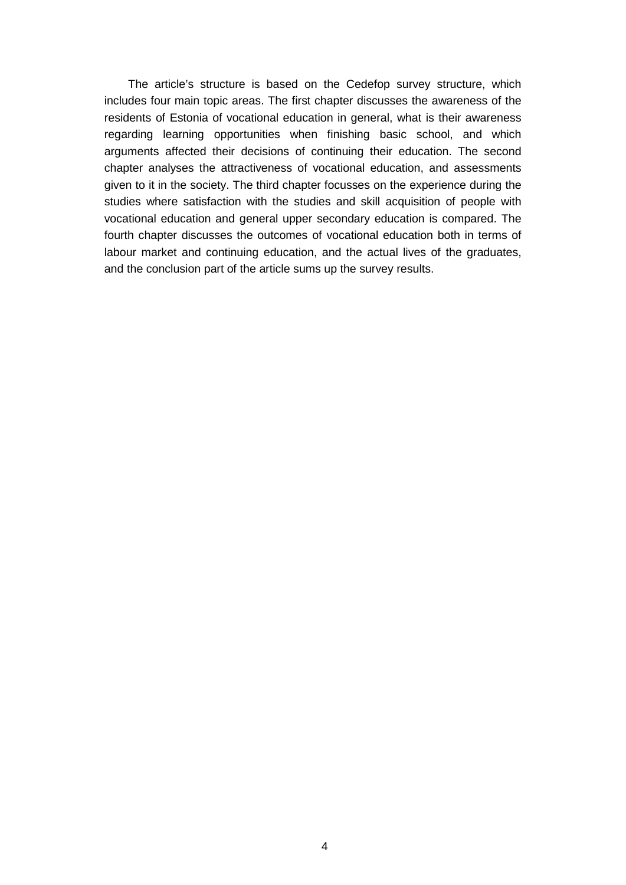The article's structure is based on the Cedefop survey structure, which includes four main topic areas. The first chapter discusses the awareness of the residents of Estonia of vocational education in general, what is their awareness regarding learning opportunities when finishing basic school, and which arguments affected their decisions of continuing their education. The second chapter analyses the attractiveness of vocational education, and assessments given to it in the society. The third chapter focusses on the experience during the studies where satisfaction with the studies and skill acquisition of people with vocational education and general upper secondary education is compared. The fourth chapter discusses the outcomes of vocational education both in terms of labour market and continuing education, and the actual lives of the graduates, and the conclusion part of the article sums up the survey results.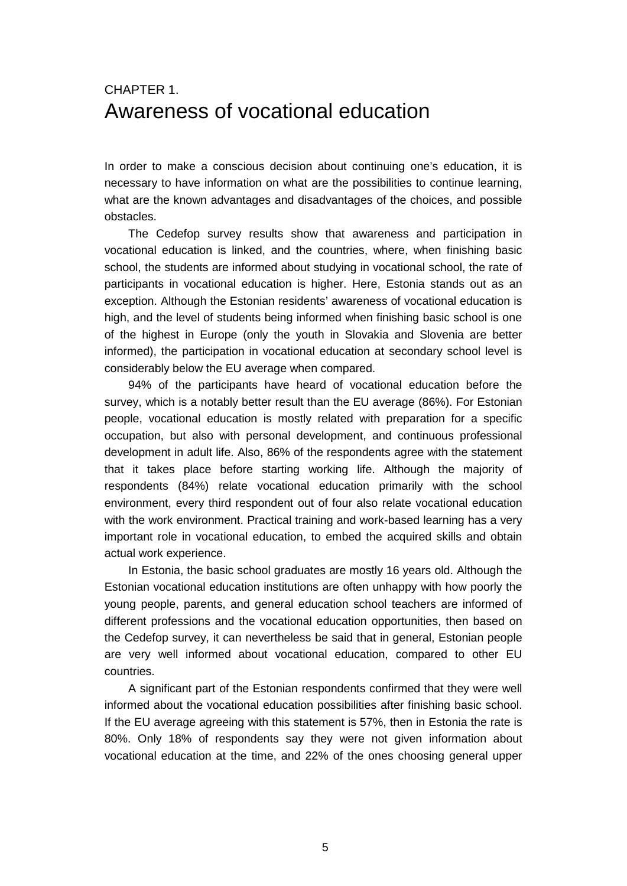# CHAPTER 1.
# Awareness of vocational education

In order to make a conscious decision about continuing one's education, it is necessary to have information on what are the possibilities to continue learning, what are the known advantages and disadvantages of the choices, and possible obstacles.

The Cedefop survey results show that awareness and participation in vocational education is linked, and the countries, where, when finishing basic school, the students are informed about studying in vocational school, the rate of participants in vocational education is higher. Here, Estonia stands out as an exception. Although the Estonian residents' awareness of vocational education is high, and the level of students being informed when finishing basic school is one of the highest in Europe (only the youth in Slovakia and Slovenia are better informed), the participation in vocational education at secondary school level is considerably below the EU average when compared.

94% of the participants have heard of vocational education before the survey, which is a notably better result than the EU average (86%). For Estonian people, vocational education is mostly related with preparation for a specific occupation, but also with personal development, and continuous professional development in adult life. Also, 86% of the respondents agree with the statement that it takes place before starting working life. Although the majority of respondents (84%) relate vocational education primarily with the school environment, every third respondent out of four also relate vocational education with the work environment. Practical training and work-based learning has a very important role in vocational education, to embed the acquired skills and obtain actual work experience.

In Estonia, the basic school graduates are mostly 16 years old. Although the Estonian vocational education institutions are often unhappy with how poorly the young people, parents, and general education school teachers are informed of different professions and the vocational education opportunities, then based on the Cedefop survey, it can nevertheless be said that in general, Estonian people are very well informed about vocational education, compared to other EU countries.

A significant part of the Estonian respondents confirmed that they were well informed about the vocational education possibilities after finishing basic school. If the EU average agreeing with this statement is 57%, then in Estonia the rate is 80%. Only 18% of respondents say they were not given information about vocational education at the time, and 22% of the ones choosing general upper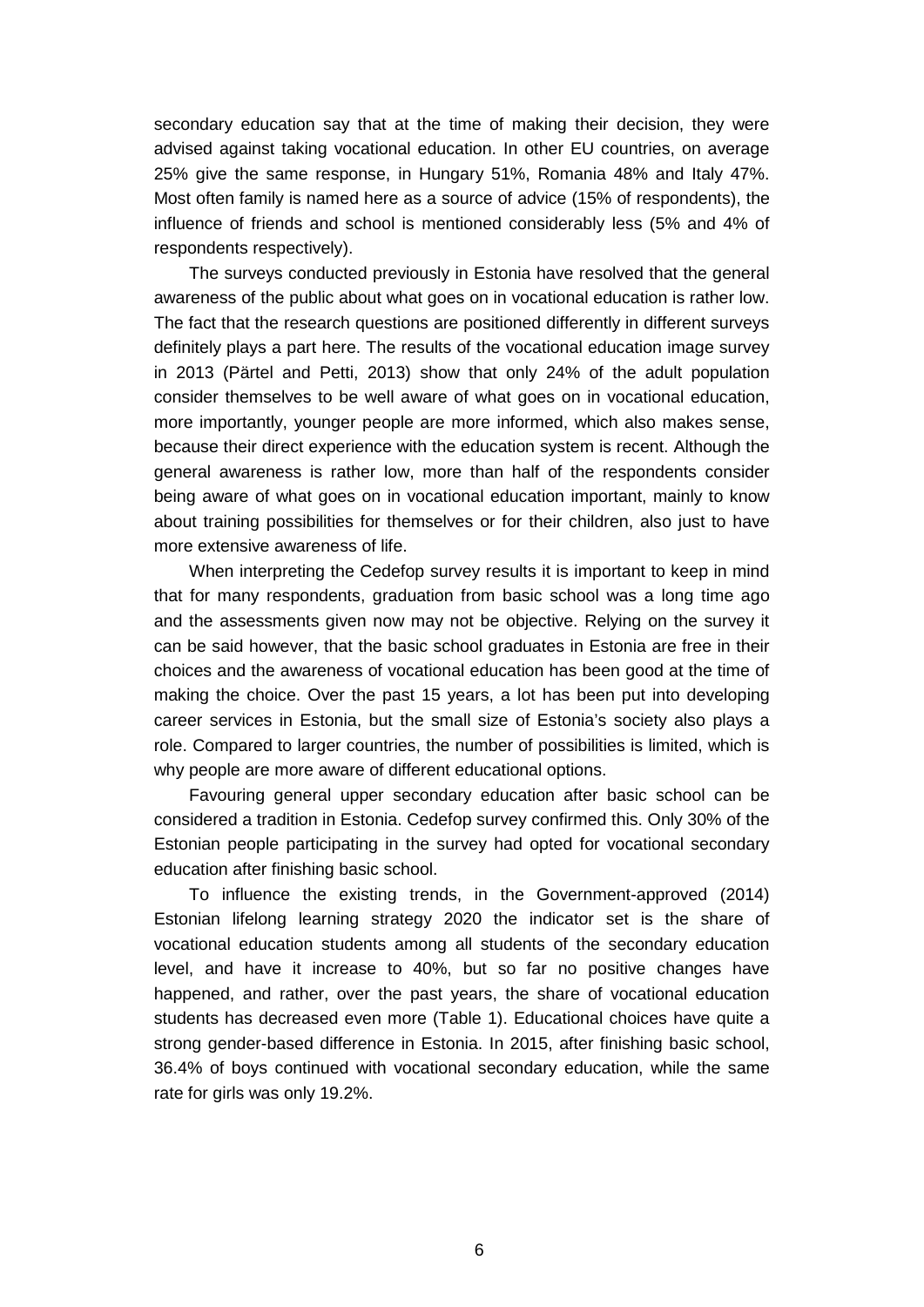secondary education say that at the time of making their decision, they were advised against taking vocational education. In other EU countries, on average 25% give the same response, in Hungary 51%, Romania 48% and Italy 47%. Most often family is named here as a source of advice (15% of respondents), the influence of friends and school is mentioned considerably less (5% and 4% of respondents respectively).

The surveys conducted previously in Estonia have resolved that the general awareness of the public about what goes on in vocational education is rather low. The fact that the research questions are positioned differently in different surveys definitely plays a part here. The results of the vocational education image survey in 2013 (Pärtel and Petti, 2013) show that only 24% of the adult population consider themselves to be well aware of what goes on in vocational education, more importantly, younger people are more informed, which also makes sense, because their direct experience with the education system is recent. Although the general awareness is rather low, more than half of the respondents consider being aware of what goes on in vocational education important, mainly to know about training possibilities for themselves or for their children, also just to have more extensive awareness of life.

When interpreting the Cedefop survey results it is important to keep in mind that for many respondents, graduation from basic school was a long time ago and the assessments given now may not be objective. Relying on the survey it can be said however, that the basic school graduates in Estonia are free in their choices and the awareness of vocational education has been good at the time of making the choice. Over the past 15 years, a lot has been put into developing career services in Estonia, but the small size of Estonia's society also plays a role. Compared to larger countries, the number of possibilities is limited, which is why people are more aware of different educational options.

Favouring general upper secondary education after basic school can be considered a tradition in Estonia. Cedefop survey confirmed this. Only 30% of the Estonian people participating in the survey had opted for vocational secondary education after finishing basic school.

To influence the existing trends, in the Government-approved (2014) Estonian lifelong learning strategy 2020 the indicator set is the share of vocational education students among all students of the secondary education level, and have it increase to 40%, but so far no positive changes have happened, and rather, over the past years, the share of vocational education students has decreased even more (Table 1). Educational choices have quite a strong gender-based difference in Estonia. In 2015, after finishing basic school, 36.4% of boys continued with vocational secondary education, while the same rate for girls was only 19.2%.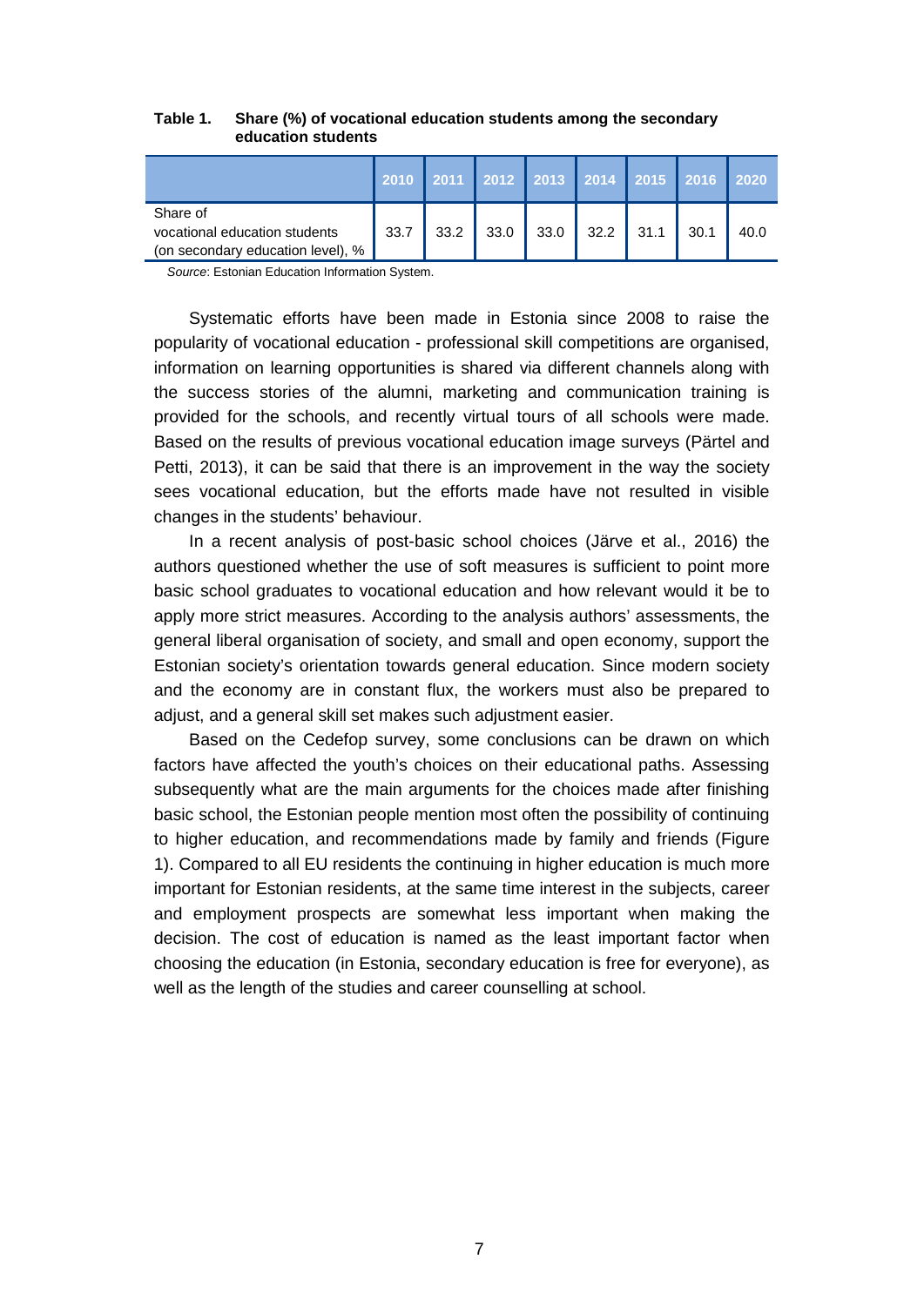**Table 1. Share (%) of vocational education students among the secondary education students**

| | 2010 | 2011 | 2012 | 2013 | 2014 | 2015 | 2016 | 2020 |
|---|---|---|---|---|---|---|---|---|
| Share of vocational education students (on secondary education level), % | 33.7 | 33.2 | 33.0 | 33.0 | 32.2 | 31.1 | 30.1 | 40.0 |

*Source*: Estonian Education Information System.

Systematic efforts have been made in Estonia since 2008 to raise the popularity of vocational education - professional skill competitions are organised, information on learning opportunities is shared via different channels along with the success stories of the alumni, marketing and communication training is provided for the schools, and recently virtual tours of all schools were made. Based on the results of previous vocational education image surveys (Pärtel and Petti, 2013), it can be said that there is an improvement in the way the society sees vocational education, but the efforts made have not resulted in visible changes in the students' behaviour.

In a recent analysis of post-basic school choices (Järve et al., 2016) the authors questioned whether the use of soft measures is sufficient to point more basic school graduates to vocational education and how relevant would it be to apply more strict measures. According to the analysis authors' assessments, the general liberal organisation of society, and small and open economy, support the Estonian society's orientation towards general education. Since modern society and the economy are in constant flux, the workers must also be prepared to adjust, and a general skill set makes such adjustment easier.

Based on the Cedefop survey, some conclusions can be drawn on which factors have affected the youth's choices on their educational paths. Assessing subsequently what are the main arguments for the choices made after finishing basic school, the Estonian people mention most often the possibility of continuing to higher education, and recommendations made by family and friends (Figure 1). Compared to all EU residents the continuing in higher education is much more important for Estonian residents, at the same time interest in the subjects, career and employment prospects are somewhat less important when making the decision. The cost of education is named as the least important factor when choosing the education (in Estonia, secondary education is free for everyone), as well as the length of the studies and career counselling at school.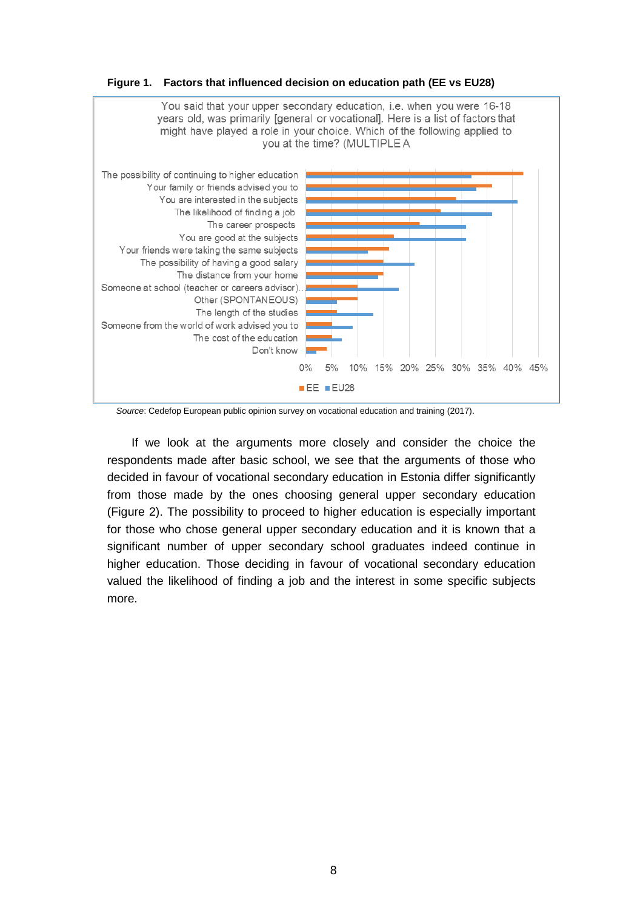**Figure 1. Factors that influenced decision on education path (EE vs EU28)**

You said that your upper secondary education, i.e. when you were 16-18 years old, was primarily [general or vocational]. Here is a list of factors that might have played a role in your choice. Which of the following applied to you at the time? (MULTIPLE A

- The possibility of continuing to higher education
- Your family or friends advised you to
- You are interested in the subjects
- The likelihood of finding a job
- The career prospects
- You are good at the subjects
- Your friends were taking the same subjects
- The possibility of having a good salary
- The distance from your home
- Someone at school (teacher or careers advisor)...
- Other (SPONTANEOUS)
- The length of the studies
- Someone from the world of work advised you to
- The cost of the education
- Don't know

0% 5% 10% 15% 20% 25% 30% 35% 40% 45%

■ EE ■ EU28

*Source*: Cedefop European public opinion survey on vocational education and training (2017).

If we look at the arguments more closely and consider the choice the respondents made after basic school, we see that the arguments of those who decided in favour of vocational secondary education in Estonia differ significantly from those made by the ones choosing general upper secondary education (Figure 2). The possibility to proceed to higher education is especially important for those who chose general upper secondary education and it is known that a significant number of upper secondary school graduates indeed continue in higher education. Those deciding in favour of vocational secondary education valued the likelihood of finding a job and the interest in some specific subjects more.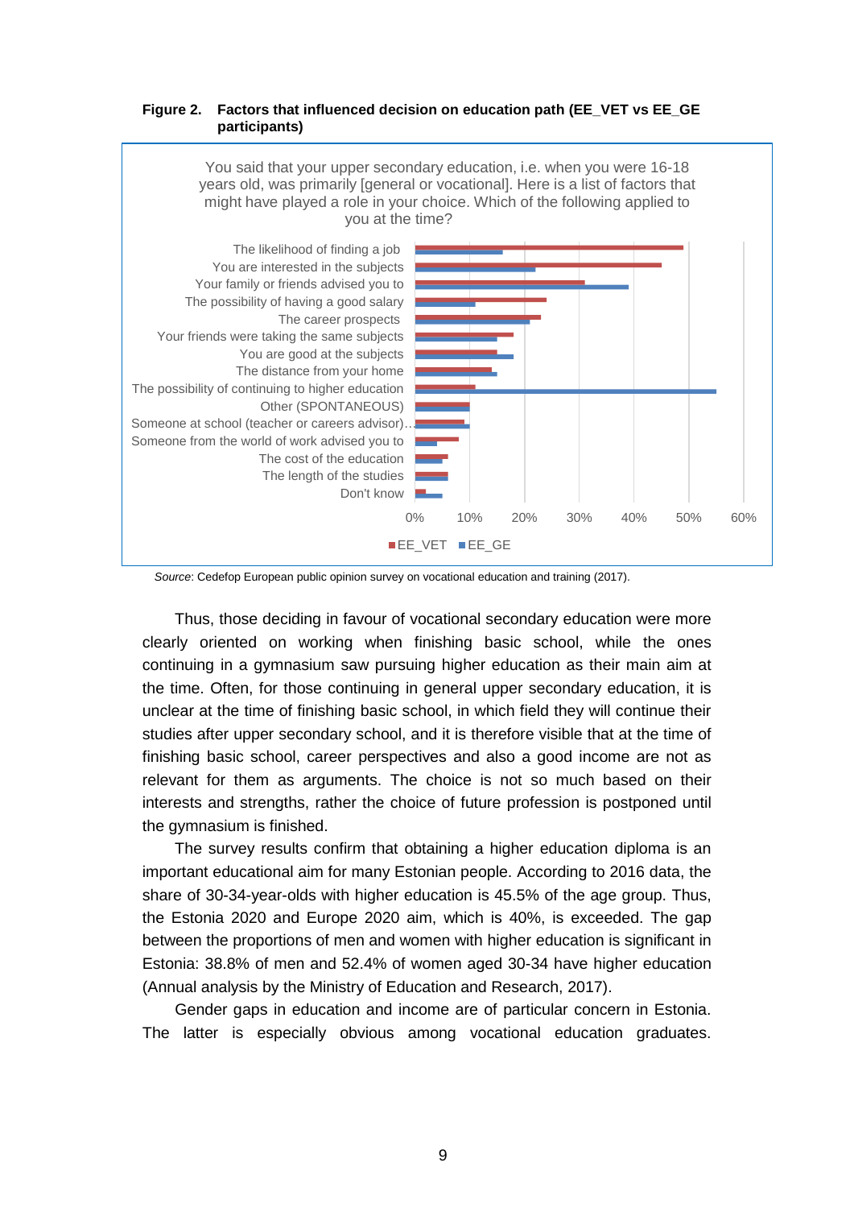**Figure 2. Factors that influenced decision on education path (EE_VET vs EE_GE participants)**

You said that your upper secondary education, i.e. when you were 16-18 years old, was primarily [general or vocational]. Here is a list of factors that might have played a role in your choice. Which of the following applied to you at the time?

*Source*: Cedefop European public opinion survey on vocational education and training (2017).

Thus, those deciding in favour of vocational secondary education were more clearly oriented on working when finishing basic school, while the ones continuing in a gymnasium saw pursuing higher education as their main aim at the time. Often, for those continuing in general upper secondary education, it is unclear at the time of finishing basic school, in which field they will continue their studies after upper secondary school, and it is therefore visible that at the time of finishing basic school, career perspectives and also a good income are not as relevant for them as arguments. The choice is not so much based on their interests and strengths, rather the choice of future profession is postponed until the gymnasium is finished.

The survey results confirm that obtaining a higher education diploma is an important educational aim for many Estonian people. According to 2016 data, the share of 30-34-year-olds with higher education is 45.5% of the age group. Thus, the Estonia 2020 and Europe 2020 aim, which is 40%, is exceeded. The gap between the proportions of men and women with higher education is significant in Estonia: 38.8% of men and 52.4% of women aged 30-34 have higher education (Annual analysis by the Ministry of Education and Research, 2017).

Gender gaps in education and income are of particular concern in Estonia. The latter is especially obvious among vocational education graduates.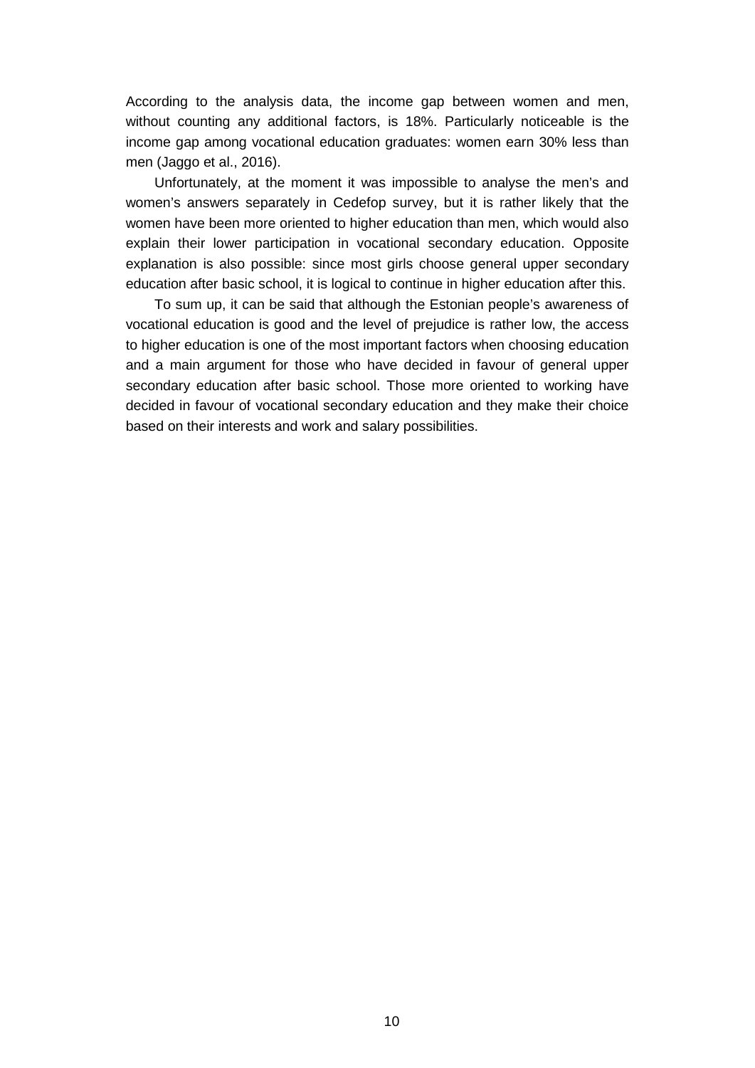According to the analysis data, the income gap between women and men, without counting any additional factors, is 18%. Particularly noticeable is the income gap among vocational education graduates: women earn 30% less than men (Jaggo et al., 2016).

Unfortunately, at the moment it was impossible to analyse the men's and women's answers separately in Cedefop survey, but it is rather likely that the women have been more oriented to higher education than men, which would also explain their lower participation in vocational secondary education. Opposite explanation is also possible: since most girls choose general upper secondary education after basic school, it is logical to continue in higher education after this.

To sum up, it can be said that although the Estonian people's awareness of vocational education is good and the level of prejudice is rather low, the access to higher education is one of the most important factors when choosing education and a main argument for those who have decided in favour of general upper secondary education after basic school. Those more oriented to working have decided in favour of vocational secondary education and they make their choice based on their interests and work and salary possibilities.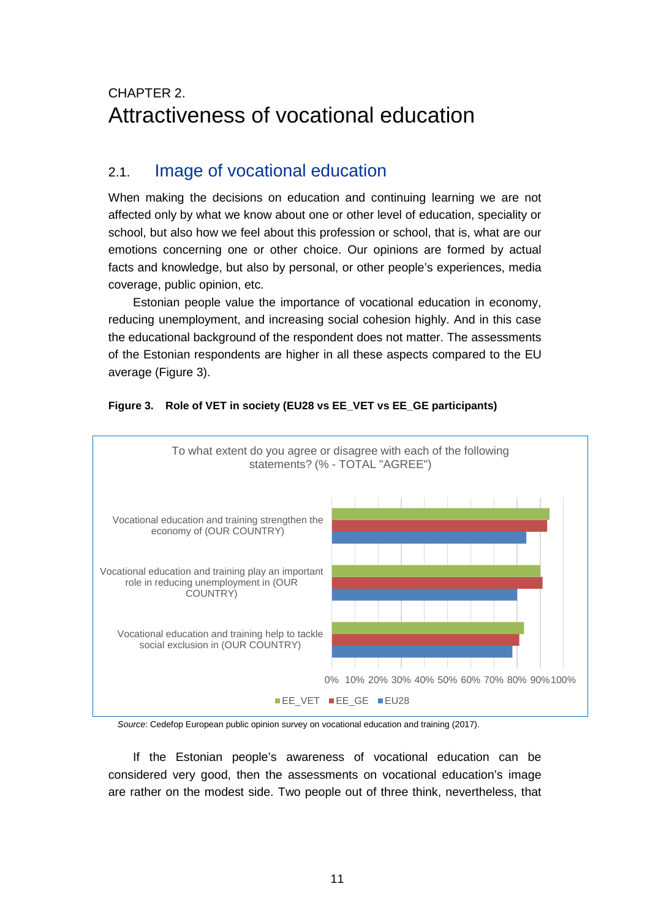CHAPTER 2.

# Attractiveness of vocational education

## 2.1. Image of vocational education

When making the decisions on education and continuing learning we are not affected only by what we know about one or other level of education, speciality or school, but also how we feel about this profession or school, that is, what are our emotions concerning one or other choice. Our opinions are formed by actual facts and knowledge, but also by personal, or other people's experiences, media coverage, public opinion, etc.

Estonian people value the importance of vocational education in economy, reducing unemployment, and increasing social cohesion highly. And in this case the educational background of the respondent does not matter. The assessments of the Estonian respondents are higher in all these aspects compared to the EU average (Figure 3).

**Figure 3. Role of VET in society (EU28 vs EE_VET vs EE_GE participants)**

To what extent do you agree or disagree with each of the following statements? (% - TOTAL "AGREE")

Vocational education and training strengthen the economy of (OUR COUNTRY)

Vocational education and training play an important role in reducing unemployment in (OUR COUNTRY)

Vocational education and training help to tackle social exclusion in (OUR COUNTRY)

0% 10% 20% 30% 40% 50% 60% 70% 80% 90% 100%

EE_VET EE_GE EU28

*Source*: Cedefop European public opinion survey on vocational education and training (2017).

If the Estonian people's awareness of vocational education can be considered very good, then the assessments on vocational education's image are rather on the modest side. Two people out of three think, nevertheless, that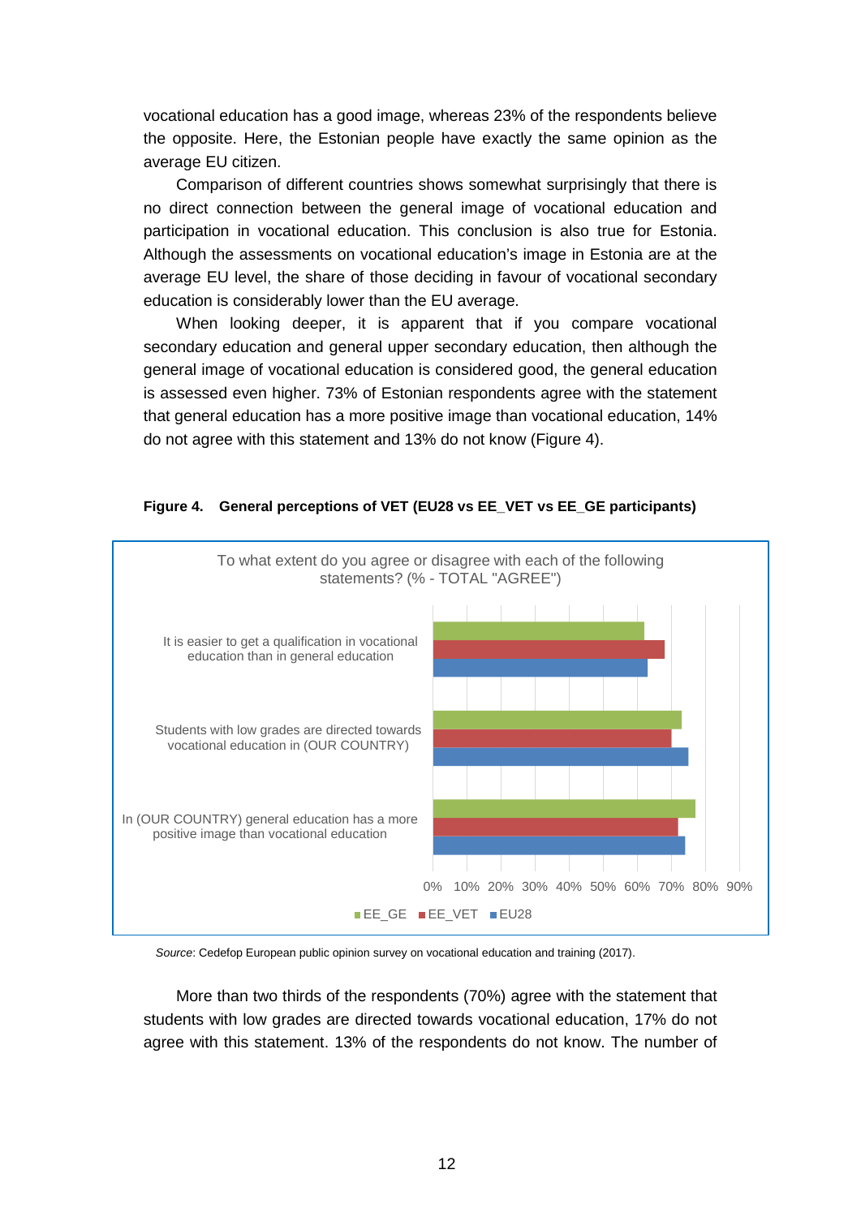vocational education has a good image, whereas 23% of the respondents believe the opposite. Here, the Estonian people have exactly the same opinion as the average EU citizen.

Comparison of different countries shows somewhat surprisingly that there is no direct connection between the general image of vocational education and participation in vocational education. This conclusion is also true for Estonia. Although the assessments on vocational education's image in Estonia are at the average EU level, the share of those deciding in favour of vocational secondary education is considerably lower than the EU average.

When looking deeper, it is apparent that if you compare vocational secondary education and general upper secondary education, then although the general image of vocational education is considered good, the general education is assessed even higher. 73% of Estonian respondents agree with the statement that general education has a more positive image than vocational education, 14% do not agree with this statement and 13% do not know (Figure 4).

**Figure 4. General perceptions of VET (EU28 vs EE_VET vs EE_GE participants)**

To what extent do you agree or disagree with each of the following statements? (% - TOTAL "AGREE")

- It is easier to get a qualification in vocational education than in general education
- Students with low grades are directed towards vocational education in (OUR COUNTRY)
- In (OUR COUNTRY) general education has a more positive image than vocational education

0% 10% 20% 30% 40% 50% 60% 70% 80% 90%

EE_GE EE_VET EU28

*Source*: Cedefop European public opinion survey on vocational education and training (2017).

More than two thirds of the respondents (70%) agree with the statement that students with low grades are directed towards vocational education, 17% do not agree with this statement. 13% of the respondents do not know. The number of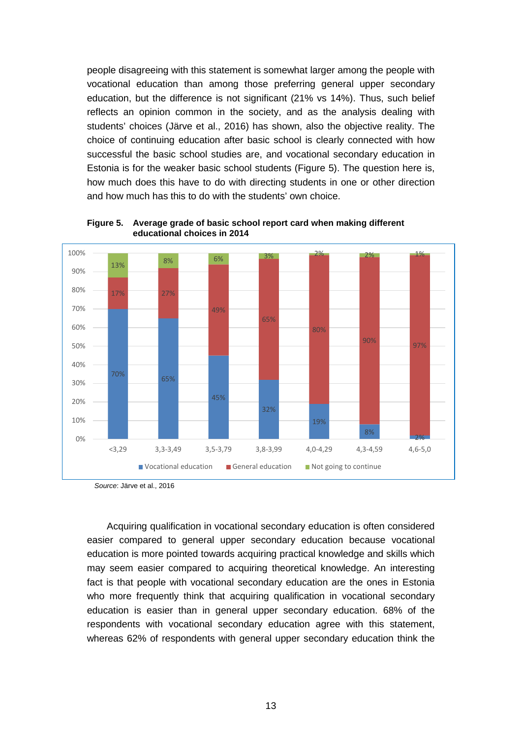people disagreeing with this statement is somewhat larger among the people with vocational education than among those preferring general upper secondary education, but the difference is not significant (21% vs 14%). Thus, such belief reflects an opinion common in the society, and as the analysis dealing with students' choices (Järve et al., 2016) has shown, also the objective reality. The choice of continuing education after basic school is clearly connected with how successful the basic school studies are, and vocational secondary education in Estonia is for the weaker basic school students (Figure 5). The question here is, how much does this have to do with directing students in one or other direction and how much has this to do with the students' own choice.

**Figure 5. Average grade of basic school report card when making different educational choices in 2014**

| Average grade | Vocational education | General education | Not going to continue |
|---|---|---|---|
| <3,29 | 70% | 17% | 13% |
| 3,3-3,49 | 65% | 27% | 8% |
| 3,5-3,79 | 45% | 49% | 6% |
| 3,8-3,99 | 32% | 65% | 3% |
| 4,0-4,29 | 19% | 80% | 2% |
| 4,3-4,59 | 8% | 90% | 2% |
| 4,6-5,0 | 2% | 97% | 1% |

*Source*: Järve et al., 2016

Acquiring qualification in vocational secondary education is often considered easier compared to general upper secondary education because vocational education is more pointed towards acquiring practical knowledge and skills which may seem easier compared to acquiring theoretical knowledge. An interesting fact is that people with vocational secondary education are the ones in Estonia who more frequently think that acquiring qualification in vocational secondary education is easier than in general upper secondary education. 68% of the respondents with vocational secondary education agree with this statement, whereas 62% of respondents with general upper secondary education think the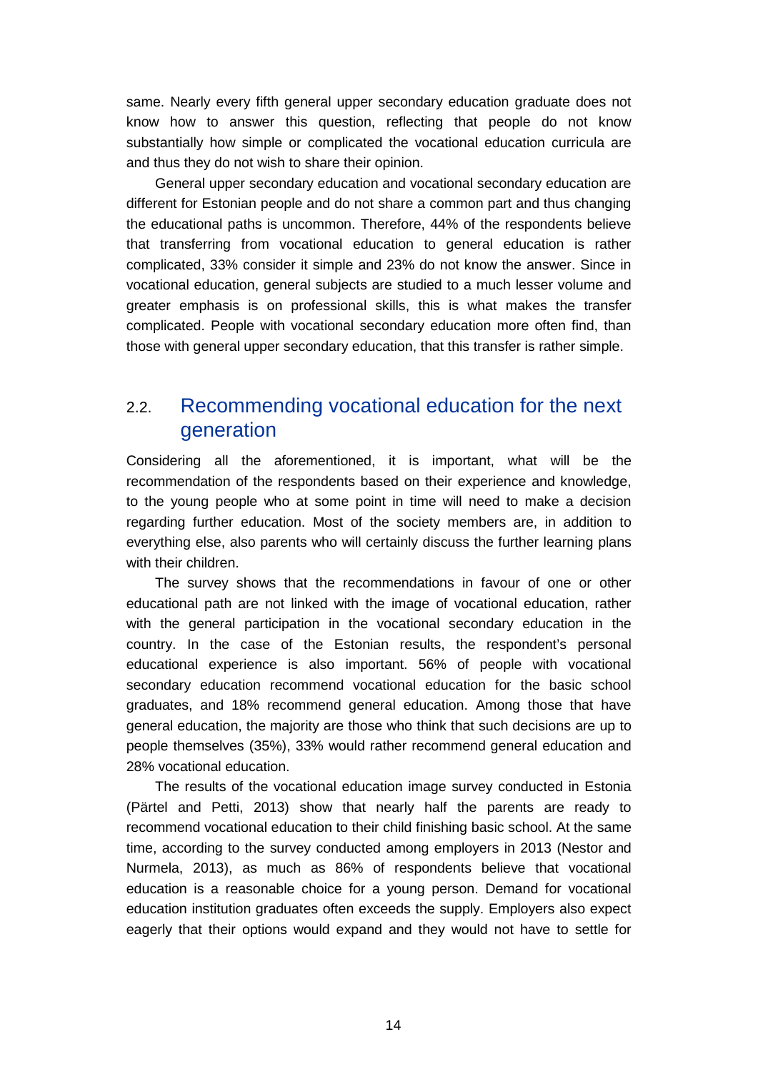same. Nearly every fifth general upper secondary education graduate does not know how to answer this question, reflecting that people do not know substantially how simple or complicated the vocational education curricula are and thus they do not wish to share their opinion.

General upper secondary education and vocational secondary education are different for Estonian people and do not share a common part and thus changing the educational paths is uncommon. Therefore, 44% of the respondents believe that transferring from vocational education to general education is rather complicated, 33% consider it simple and 23% do not know the answer. Since in vocational education, general subjects are studied to a much lesser volume and greater emphasis is on professional skills, this is what makes the transfer complicated. People with vocational secondary education more often find, than those with general upper secondary education, that this transfer is rather simple.

## 2.2. Recommending vocational education for the next generation

Considering all the aforementioned, it is important, what will be the recommendation of the respondents based on their experience and knowledge, to the young people who at some point in time will need to make a decision regarding further education. Most of the society members are, in addition to everything else, also parents who will certainly discuss the further learning plans with their children.

The survey shows that the recommendations in favour of one or other educational path are not linked with the image of vocational education, rather with the general participation in the vocational secondary education in the country. In the case of the Estonian results, the respondent's personal educational experience is also important. 56% of people with vocational secondary education recommend vocational education for the basic school graduates, and 18% recommend general education. Among those that have general education, the majority are those who think that such decisions are up to people themselves (35%), 33% would rather recommend general education and 28% vocational education.

The results of the vocational education image survey conducted in Estonia (Pärtel and Petti, 2013) show that nearly half the parents are ready to recommend vocational education to their child finishing basic school. At the same time, according to the survey conducted among employers in 2013 (Nestor and Nurmela, 2013), as much as 86% of respondents believe that vocational education is a reasonable choice for a young person. Demand for vocational education institution graduates often exceeds the supply. Employers also expect eagerly that their options would expand and they would not have to settle for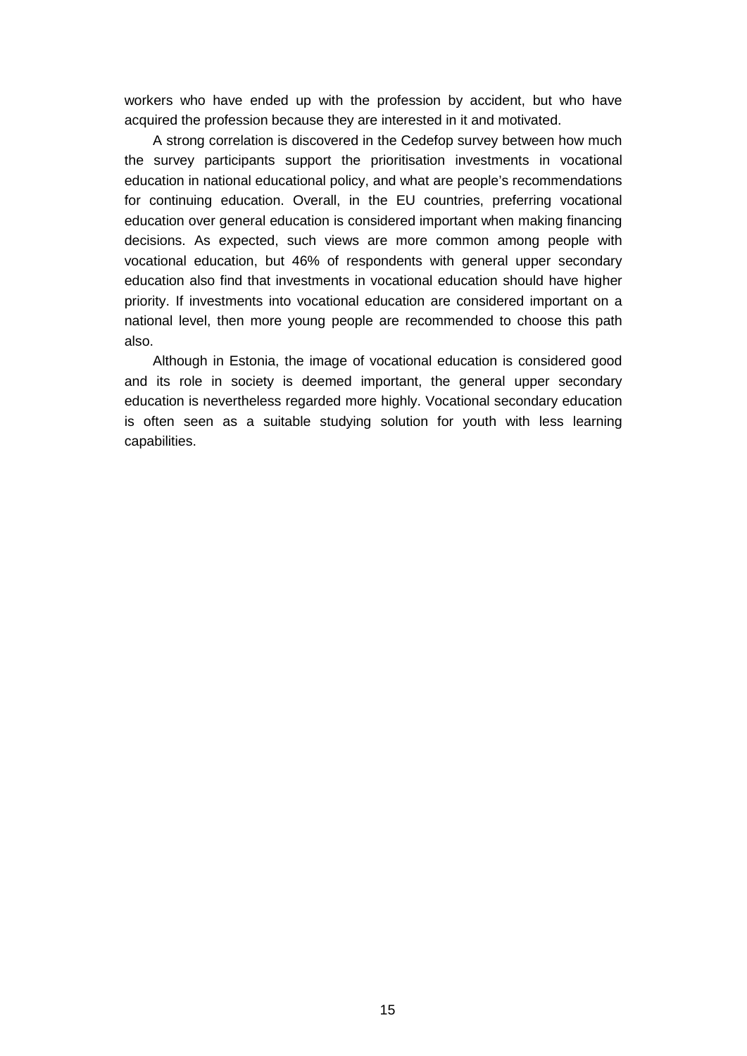workers who have ended up with the profession by accident, but who have acquired the profession because they are interested in it and motivated.

A strong correlation is discovered in the Cedefop survey between how much the survey participants support the prioritisation investments in vocational education in national educational policy, and what are people's recommendations for continuing education. Overall, in the EU countries, preferring vocational education over general education is considered important when making financing decisions. As expected, such views are more common among people with vocational education, but 46% of respondents with general upper secondary education also find that investments in vocational education should have higher priority. If investments into vocational education are considered important on a national level, then more young people are recommended to choose this path also.

Although in Estonia, the image of vocational education is considered good and its role in society is deemed important, the general upper secondary education is nevertheless regarded more highly. Vocational secondary education is often seen as a suitable studying solution for youth with less learning capabilities.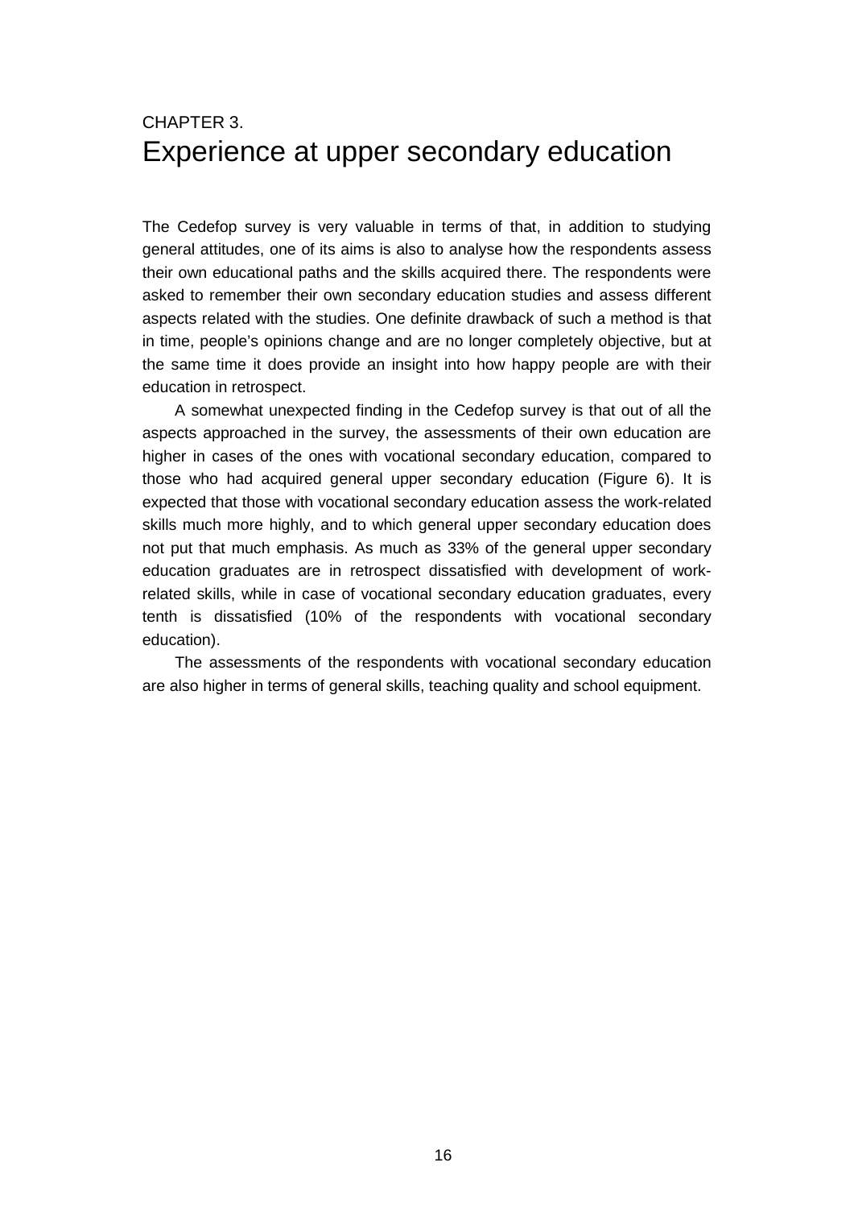# CHAPTER 3.
# Experience at upper secondary education

The Cedefop survey is very valuable in terms of that, in addition to studying general attitudes, one of its aims is also to analyse how the respondents assess their own educational paths and the skills acquired there. The respondents were asked to remember their own secondary education studies and assess different aspects related with the studies. One definite drawback of such a method is that in time, people's opinions change and are no longer completely objective, but at the same time it does provide an insight into how happy people are with their education in retrospect.

A somewhat unexpected finding in the Cedefop survey is that out of all the aspects approached in the survey, the assessments of their own education are higher in cases of the ones with vocational secondary education, compared to those who had acquired general upper secondary education (Figure 6). It is expected that those with vocational secondary education assess the work-related skills much more highly, and to which general upper secondary education does not put that much emphasis. As much as 33% of the general upper secondary education graduates are in retrospect dissatisfied with development of work-related skills, while in case of vocational secondary education graduates, every tenth is dissatisfied (10% of the respondents with vocational secondary education).

The assessments of the respondents with vocational secondary education are also higher in terms of general skills, teaching quality and school equipment.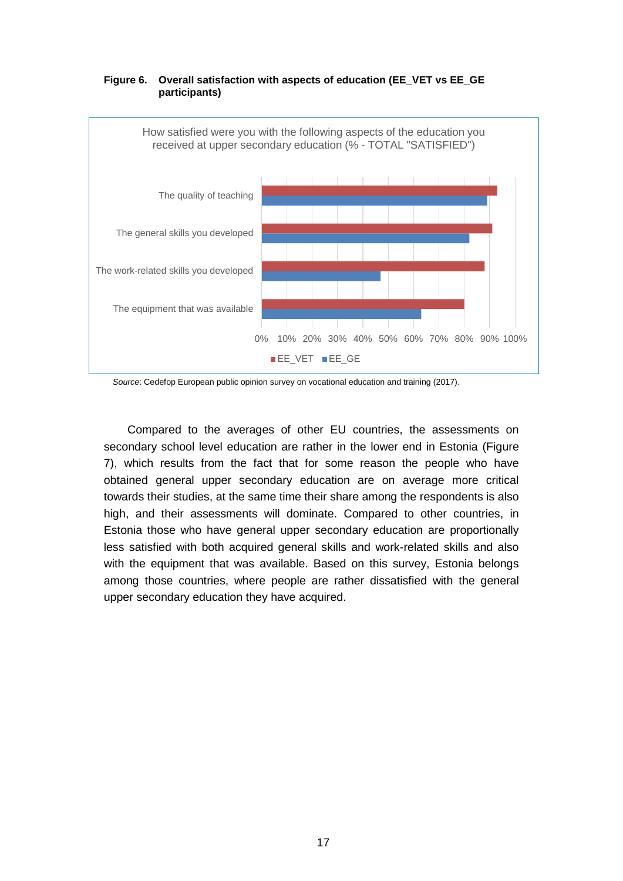**Figure 6. Overall satisfaction with aspects of education (EE_VET vs EE_GE participants)**

How satisfied were you with the following aspects of the education you received at upper secondary education (% - TOTAL "SATISFIED")

*Source*: Cedefop European public opinion survey on vocational education and training (2017).

Compared to the averages of other EU countries, the assessments on secondary school level education are rather in the lower end in Estonia (Figure 7), which results from the fact that for some reason the people who have obtained general upper secondary education are on average more critical towards their studies, at the same time their share among the respondents is also high, and their assessments will dominate. Compared to other countries, in Estonia those who have general upper secondary education are proportionally less satisfied with both acquired general skills and work-related skills and also with the equipment that was available. Based on this survey, Estonia belongs among those countries, where people are rather dissatisfied with the general upper secondary education they have acquired.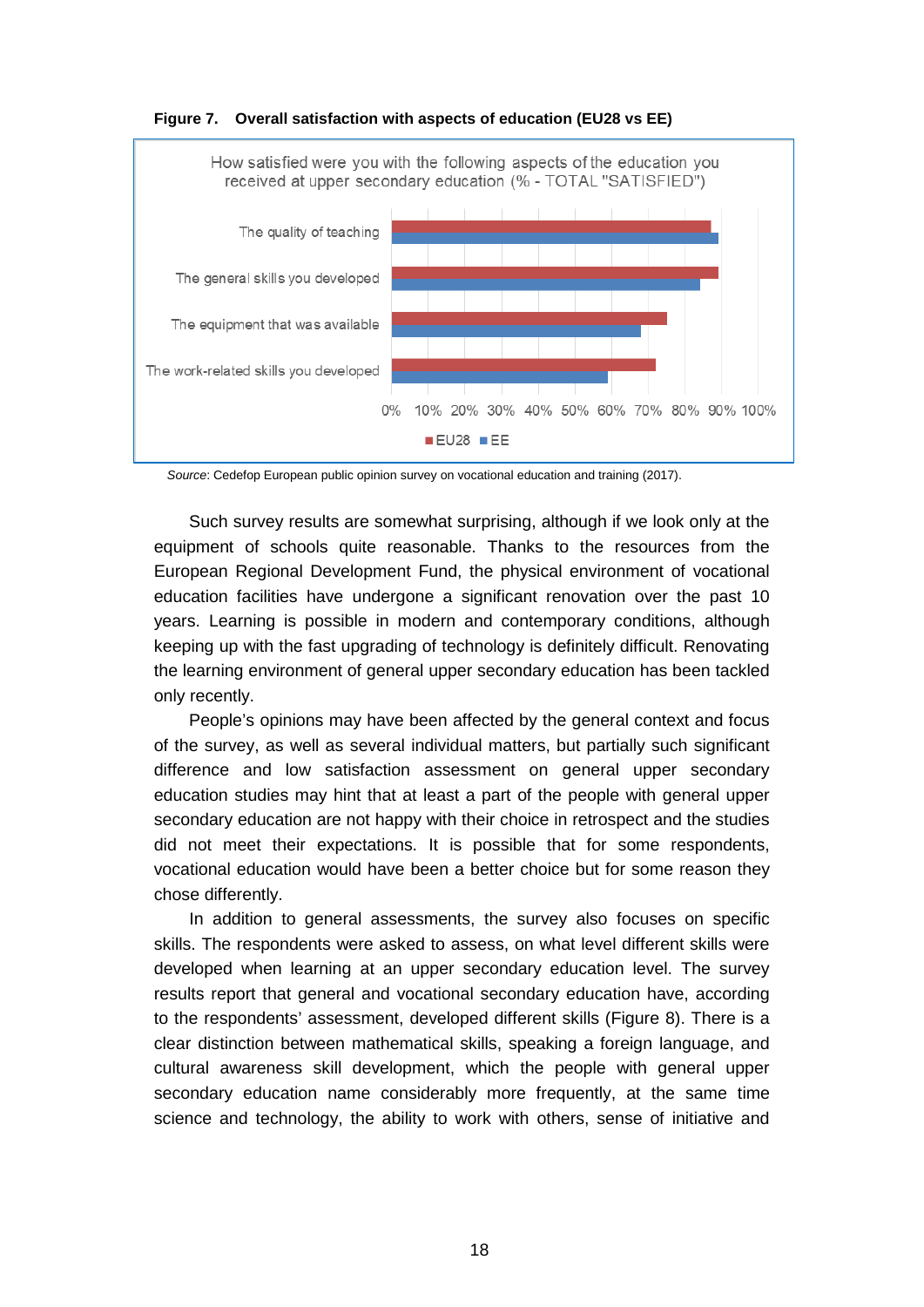**Figure 7. Overall satisfaction with aspects of education (EU28 vs EE)**

*Source*: Cedefop European public opinion survey on vocational education and training (2017).

Such survey results are somewhat surprising, although if we look only at the equipment of schools quite reasonable. Thanks to the resources from the European Regional Development Fund, the physical environment of vocational education facilities have undergone a significant renovation over the past 10 years. Learning is possible in modern and contemporary conditions, although keeping up with the fast upgrading of technology is definitely difficult. Renovating the learning environment of general upper secondary education has been tackled only recently.

People's opinions may have been affected by the general context and focus of the survey, as well as several individual matters, but partially such significant difference and low satisfaction assessment on general upper secondary education studies may hint that at least a part of the people with general upper secondary education are not happy with their choice in retrospect and the studies did not meet their expectations. It is possible that for some respondents, vocational education would have been a better choice but for some reason they chose differently.

In addition to general assessments, the survey also focuses on specific skills. The respondents were asked to assess, on what level different skills were developed when learning at an upper secondary education level. The survey results report that general and vocational secondary education have, according to the respondents' assessment, developed different skills (Figure 8). There is a clear distinction between mathematical skills, speaking a foreign language, and cultural awareness skill development, which the people with general upper secondary education name considerably more frequently, at the same time science and technology, the ability to work with others, sense of initiative and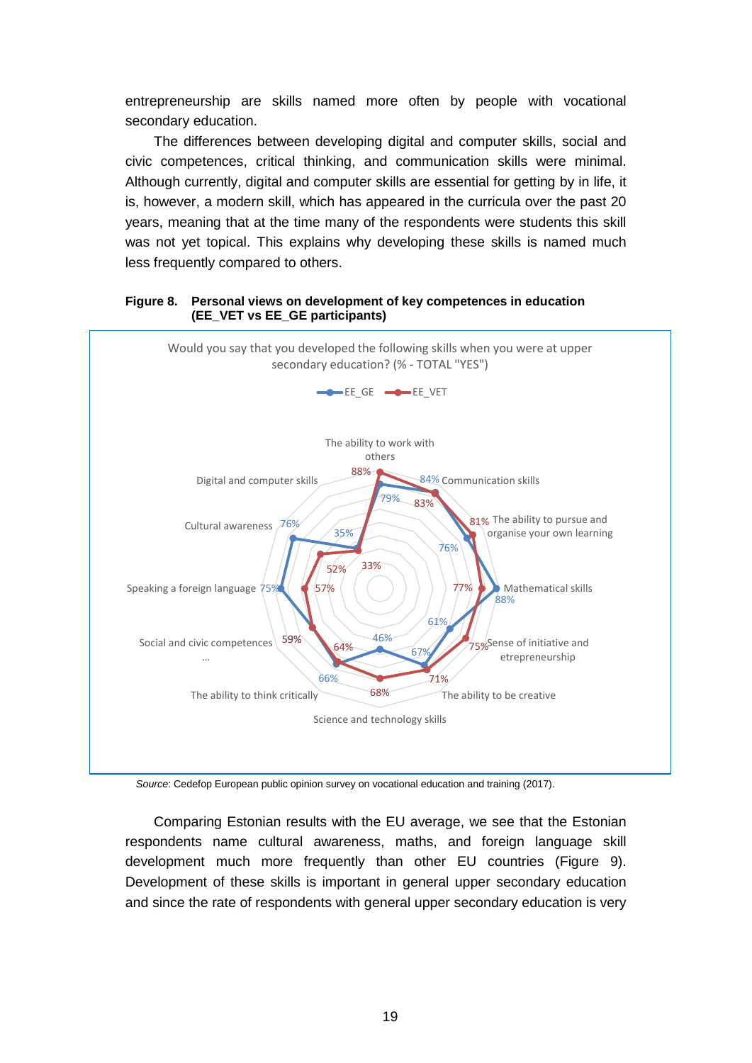entrepreneurship are skills named more often by people with vocational secondary education.

The differences between developing digital and computer skills, social and civic competences, critical thinking, and communication skills were minimal. Although currently, digital and computer skills are essential for getting by in life, it is, however, a modern skill, which has appeared in the curricula over the past 20 years, meaning that at the time many of the respondents were students this skill was not yet topical. This explains why developing these skills is named much less frequently compared to others.

**Figure 8. Personal views on development of key competences in education (EE_VET vs EE_GE participants)**

Would you say that you developed the following skills when you were at upper secondary education? (% - TOTAL "YES")

| Skill | EE_GE | EE_VET |
|---|---|---|
| The ability to work with others | 79% | 88% |
| Communication skills | 84% | 83% |
| The ability to pursue and organise your own learning | 76% | 81% |
| Mathematical skills | 88% | 77% |
| Sense of initiative and etrepreneurship | 61% | 75% |
| The ability to be creative | 67% | 71% |
| Science and technology skills | 46% | 68% |
| The ability to think critically | 66% | 64% |
| Social and civic competences ... | 59% | 59% |
| Speaking a foreign language | 75% | 57% |
| Cultural awareness | 76% | 52% |
| Digital and computer skills | 35% | 33% |

*Source*: Cedefop European public opinion survey on vocational education and training (2017).

Comparing Estonian results with the EU average, we see that the Estonian respondents name cultural awareness, maths, and foreign language skill development much more frequently than other EU countries (Figure 9). Development of these skills is important in general upper secondary education and since the rate of respondents with general upper secondary education is very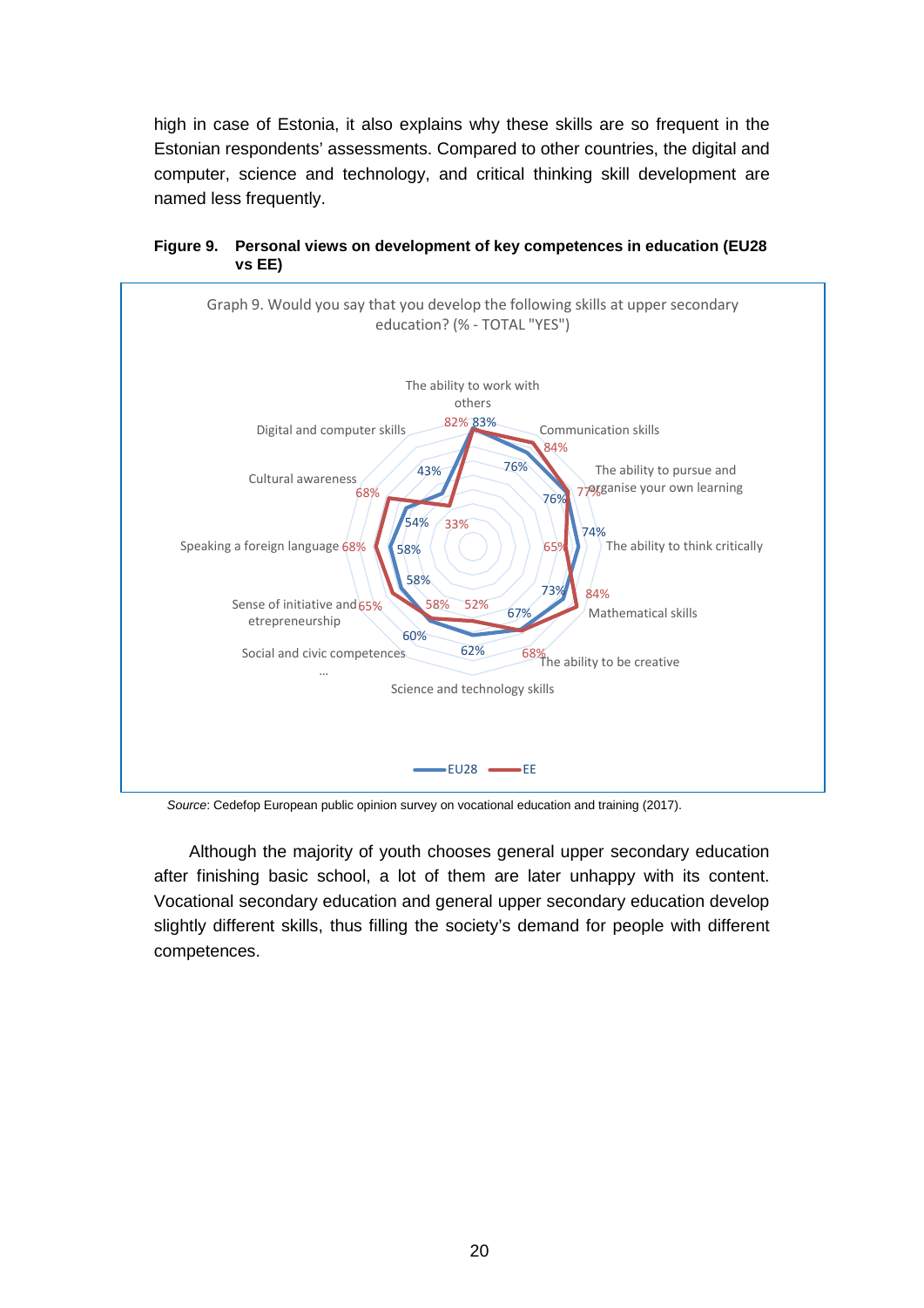high in case of Estonia, it also explains why these skills are so frequent in the Estonian respondents' assessments. Compared to other countries, the digital and computer, science and technology, and critical thinking skill development are named less frequently.

**Figure 9. Personal views on development of key competences in education (EU28 vs EE)**

Graph 9. Would you say that you develop the following skills at upper secondary education? (% - TOTAL "YES")

| Skill | EU28 | EE |
|---|---|---|
| The ability to work with others | 83% | 82% |
| Communication skills | 76% | 84% |
| The ability to pursue and organise your own learning | 76% | 77% |
| The ability to think critically | 74% | 65% |
| Mathematical skills | 73% | 84% |
| The ability to be creative | 67% | 68% |
| Science and technology skills | 62% | 52% |
| Social and civic competences … | 60% | 58% |
| Sense of initiative and etrepreneurship | 58% | 65% |
| Speaking a foreign language | 58% | 68% |
| Cultural awareness | 54% | 68% |
| Digital and computer skills | 43% | 33% |

*Source*: Cedefop European public opinion survey on vocational education and training (2017).

Although the majority of youth chooses general upper secondary education after finishing basic school, a lot of them are later unhappy with its content. Vocational secondary education and general upper secondary education develop slightly different skills, thus filling the society's demand for people with different competences.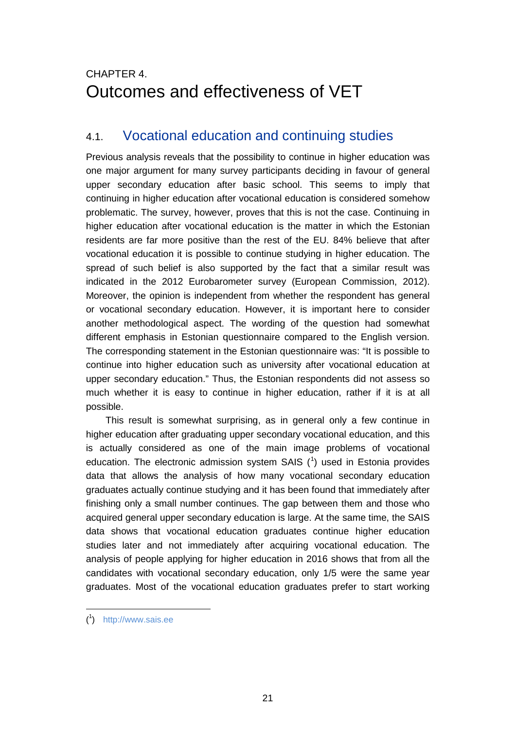CHAPTER 4.

# Outcomes and effectiveness of VET

## 4.1. Vocational education and continuing studies

Previous analysis reveals that the possibility to continue in higher education was one major argument for many survey participants deciding in favour of general upper secondary education after basic school. This seems to imply that continuing in higher education after vocational education is considered somehow problematic. The survey, however, proves that this is not the case. Continuing in higher education after vocational education is the matter in which the Estonian residents are far more positive than the rest of the EU. 84% believe that after vocational education it is possible to continue studying in higher education. The spread of such belief is also supported by the fact that a similar result was indicated in the 2012 Eurobarometer survey (European Commission, 2012). Moreover, the opinion is independent from whether the respondent has general or vocational secondary education. However, it is important here to consider another methodological aspect. The wording of the question had somewhat different emphasis in Estonian questionnaire compared to the English version. The corresponding statement in the Estonian questionnaire was: "It is possible to continue into higher education such as university after vocational education at upper secondary education." Thus, the Estonian respondents did not assess so much whether it is easy to continue in higher education, rather if it is at all possible.

This result is somewhat surprising, as in general only a few continue in higher education after graduating upper secondary vocational education, and this is actually considered as one of the main image problems of vocational education. The electronic admission system SAIS ([1]) used in Estonia provides data that allows the analysis of how many vocational secondary education graduates actually continue studying and it has been found that immediately after finishing only a small number continues. The gap between them and those who acquired general upper secondary education is large. At the same time, the SAIS data shows that vocational education graduates continue higher education studies later and not immediately after acquiring vocational education. The analysis of people applying for higher education in 2016 shows that from all the candidates with vocational secondary education, only 1/5 were the same year graduates. Most of the vocational education graduates prefer to start working

([1]) http://www.sais.ee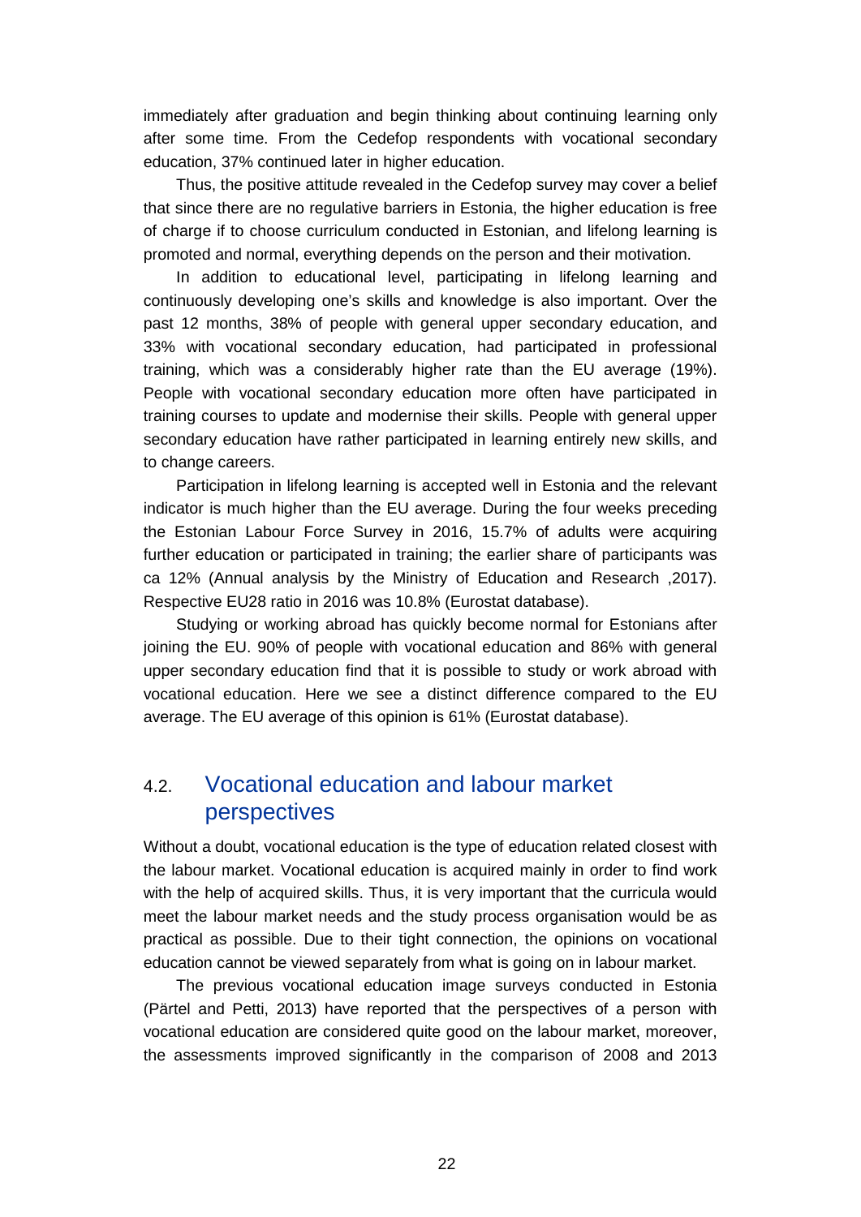immediately after graduation and begin thinking about continuing learning only after some time. From the Cedefop respondents with vocational secondary education, 37% continued later in higher education.

Thus, the positive attitude revealed in the Cedefop survey may cover a belief that since there are no regulative barriers in Estonia, the higher education is free of charge if to choose curriculum conducted in Estonian, and lifelong learning is promoted and normal, everything depends on the person and their motivation.

In addition to educational level, participating in lifelong learning and continuously developing one's skills and knowledge is also important. Over the past 12 months, 38% of people with general upper secondary education, and 33% with vocational secondary education, had participated in professional training, which was a considerably higher rate than the EU average (19%). People with vocational secondary education more often have participated in training courses to update and modernise their skills. People with general upper secondary education have rather participated in learning entirely new skills, and to change careers.

Participation in lifelong learning is accepted well in Estonia and the relevant indicator is much higher than the EU average. During the four weeks preceding the Estonian Labour Force Survey in 2016, 15.7% of adults were acquiring further education or participated in training; the earlier share of participants was ca 12% (Annual analysis by the Ministry of Education and Research ,2017). Respective EU28 ratio in 2016 was 10.8% (Eurostat database).

Studying or working abroad has quickly become normal for Estonians after joining the EU. 90% of people with vocational education and 86% with general upper secondary education find that it is possible to study or work abroad with vocational education. Here we see a distinct difference compared to the EU average. The EU average of this opinion is 61% (Eurostat database).

## 4.2. Vocational education and labour market perspectives

Without a doubt, vocational education is the type of education related closest with the labour market. Vocational education is acquired mainly in order to find work with the help of acquired skills. Thus, it is very important that the curricula would meet the labour market needs and the study process organisation would be as practical as possible. Due to their tight connection, the opinions on vocational education cannot be viewed separately from what is going on in labour market.

The previous vocational education image surveys conducted in Estonia (Pärtel and Petti, 2013) have reported that the perspectives of a person with vocational education are considered quite good on the labour market, moreover, the assessments improved significantly in the comparison of 2008 and 2013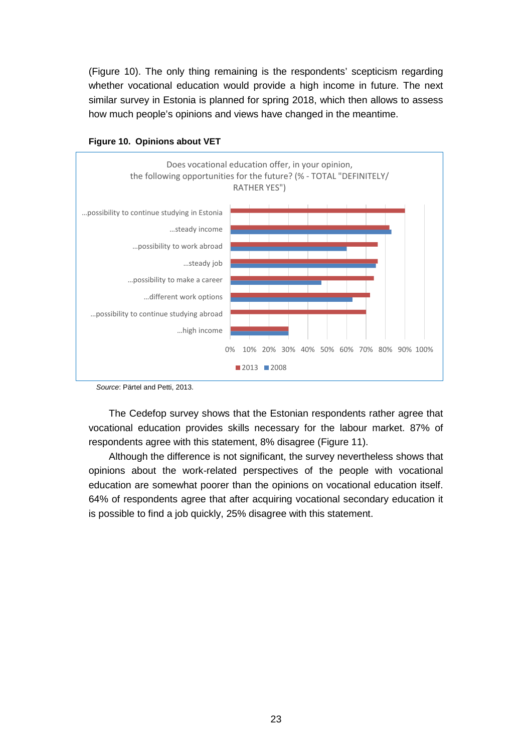(Figure 10). The only thing remaining is the respondents' scepticism regarding whether vocational education would provide a high income in future. The next similar survey in Estonia is planned for spring 2018, which then allows to assess how much people's opinions and views have changed in the meantime.

**Figure 10. Opinions about VET**

Does vocational education offer, in your opinion, the following opportunities for the future? (% - TOTAL "DEFINITELY/ RATHER YES")

| | 2013 | 2008 |
|---|---|---|
| …possibility to continue studying in Estonia | 90% | |
| …steady income | 82% | 83% |
| …possibility to work abroad | 76% | 60% |
| …steady job | 76% | 75% |
| …possibility to make a career | 74% | 47% |
| …different work options | 72% | 63% |
| …possibility to continue studying abroad | 70% | |
| …high income | 30% | 30% |

*Source*: Pärtel and Petti, 2013.

The Cedefop survey shows that the Estonian respondents rather agree that vocational education provides skills necessary for the labour market. 87% of respondents agree with this statement, 8% disagree (Figure 11).

Although the difference is not significant, the survey nevertheless shows that opinions about the work-related perspectives of the people with vocational education are somewhat poorer than the opinions on vocational education itself. 64% of respondents agree that after acquiring vocational secondary education it is possible to find a job quickly, 25% disagree with this statement.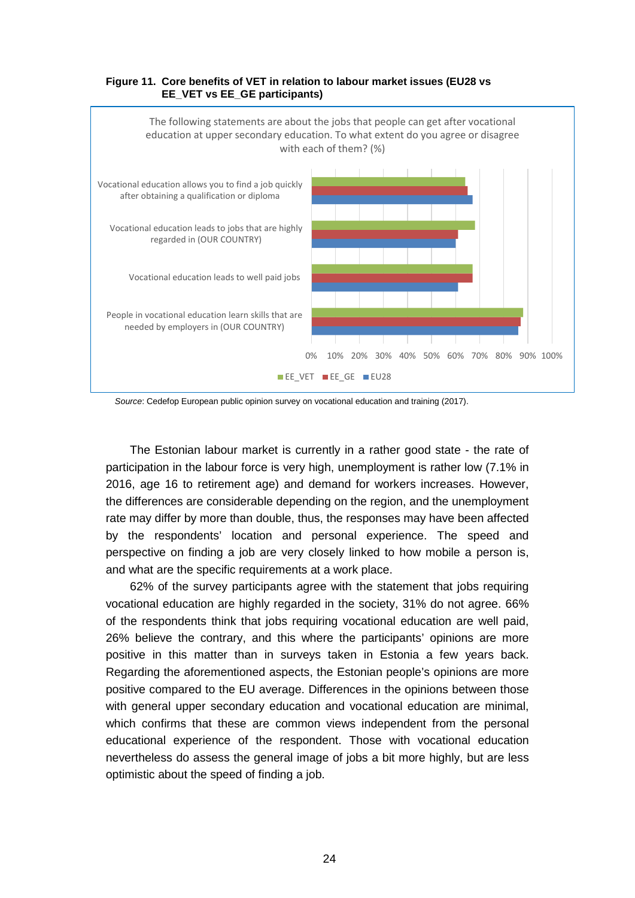**Figure 11. Core benefits of VET in relation to labour market issues (EU28 vs EE_VET vs EE_GE participants)**

The following statements are about the jobs that people can get after vocational education at upper secondary education. To what extent do you agree or disagree with each of them? (%)

*Source*: Cedefop European public opinion survey on vocational education and training (2017).

The Estonian labour market is currently in a rather good state - the rate of participation in the labour force is very high, unemployment is rather low (7.1% in 2016, age 16 to retirement age) and demand for workers increases. However, the differences are considerable depending on the region, and the unemployment rate may differ by more than double, thus, the responses may have been affected by the respondents' location and personal experience. The speed and perspective on finding a job are very closely linked to how mobile a person is, and what are the specific requirements at a work place.

62% of the survey participants agree with the statement that jobs requiring vocational education are highly regarded in the society, 31% do not agree. 66% of the respondents think that jobs requiring vocational education are well paid, 26% believe the contrary, and this where the participants' opinions are more positive in this matter than in surveys taken in Estonia a few years back. Regarding the aforementioned aspects, the Estonian people's opinions are more positive compared to the EU average. Differences in the opinions between those with general upper secondary education and vocational education are minimal, which confirms that these are common views independent from the personal educational experience of the respondent. Those with vocational education nevertheless do assess the general image of jobs a bit more highly, but are less optimistic about the speed of finding a job.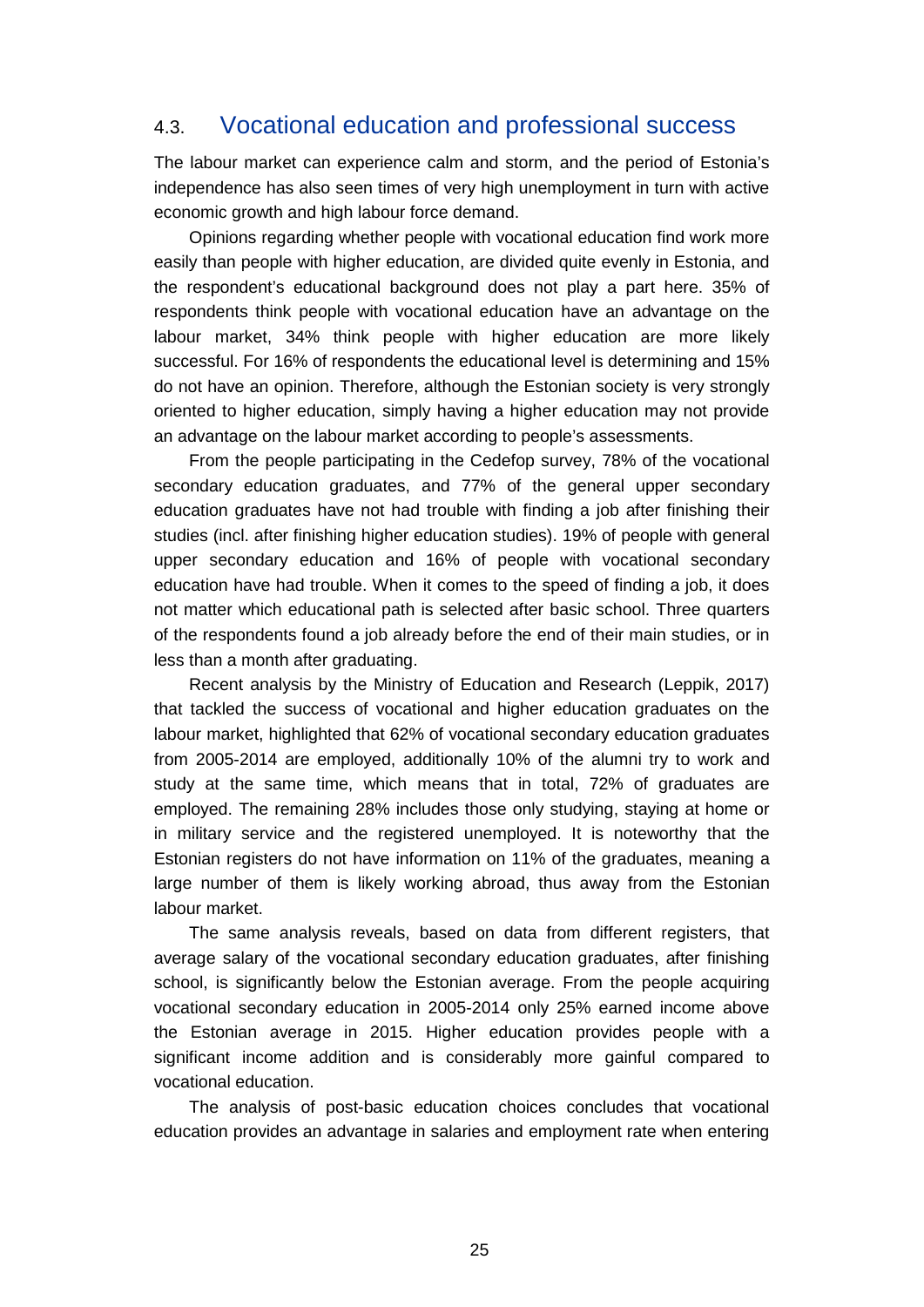## 4.3. Vocational education and professional success

The labour market can experience calm and storm, and the period of Estonia's independence has also seen times of very high unemployment in turn with active economic growth and high labour force demand.

Opinions regarding whether people with vocational education find work more easily than people with higher education, are divided quite evenly in Estonia, and the respondent's educational background does not play a part here. 35% of respondents think people with vocational education have an advantage on the labour market, 34% think people with higher education are more likely successful. For 16% of respondents the educational level is determining and 15% do not have an opinion. Therefore, although the Estonian society is very strongly oriented to higher education, simply having a higher education may not provide an advantage on the labour market according to people's assessments.

From the people participating in the Cedefop survey, 78% of the vocational secondary education graduates, and 77% of the general upper secondary education graduates have not had trouble with finding a job after finishing their studies (incl. after finishing higher education studies). 19% of people with general upper secondary education and 16% of people with vocational secondary education have had trouble. When it comes to the speed of finding a job, it does not matter which educational path is selected after basic school. Three quarters of the respondents found a job already before the end of their main studies, or in less than a month after graduating.

Recent analysis by the Ministry of Education and Research (Leppik, 2017) that tackled the success of vocational and higher education graduates on the labour market, highlighted that 62% of vocational secondary education graduates from 2005-2014 are employed, additionally 10% of the alumni try to work and study at the same time, which means that in total, 72% of graduates are employed. The remaining 28% includes those only studying, staying at home or in military service and the registered unemployed. It is noteworthy that the Estonian registers do not have information on 11% of the graduates, meaning a large number of them is likely working abroad, thus away from the Estonian labour market.

The same analysis reveals, based on data from different registers, that average salary of the vocational secondary education graduates, after finishing school, is significantly below the Estonian average. From the people acquiring vocational secondary education in 2005-2014 only 25% earned income above the Estonian average in 2015. Higher education provides people with a significant income addition and is considerably more gainful compared to vocational education.

The analysis of post-basic education choices concludes that vocational education provides an advantage in salaries and employment rate when entering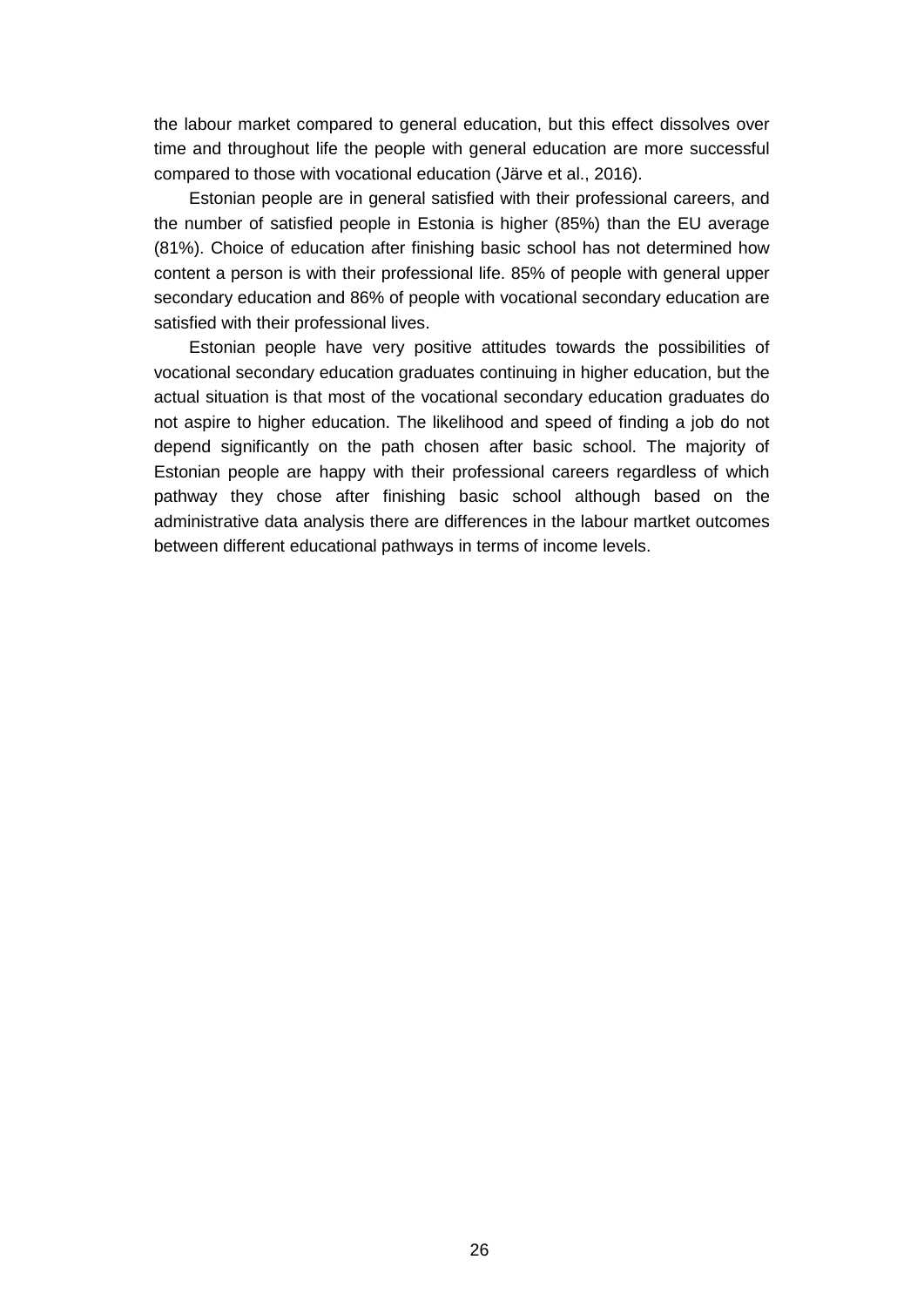the labour market compared to general education, but this effect dissolves over time and throughout life the people with general education are more successful compared to those with vocational education (Järve et al., 2016).

Estonian people are in general satisfied with their professional careers, and the number of satisfied people in Estonia is higher (85%) than the EU average (81%). Choice of education after finishing basic school has not determined how content a person is with their professional life. 85% of people with general upper secondary education and 86% of people with vocational secondary education are satisfied with their professional lives.

Estonian people have very positive attitudes towards the possibilities of vocational secondary education graduates continuing in higher education, but the actual situation is that most of the vocational secondary education graduates do not aspire to higher education. The likelihood and speed of finding a job do not depend significantly on the path chosen after basic school. The majority of Estonian people are happy with their professional careers regardless of which pathway they chose after finishing basic school although based on the administrative data analysis there are differences in the labour martket outcomes between different educational pathways in terms of income levels.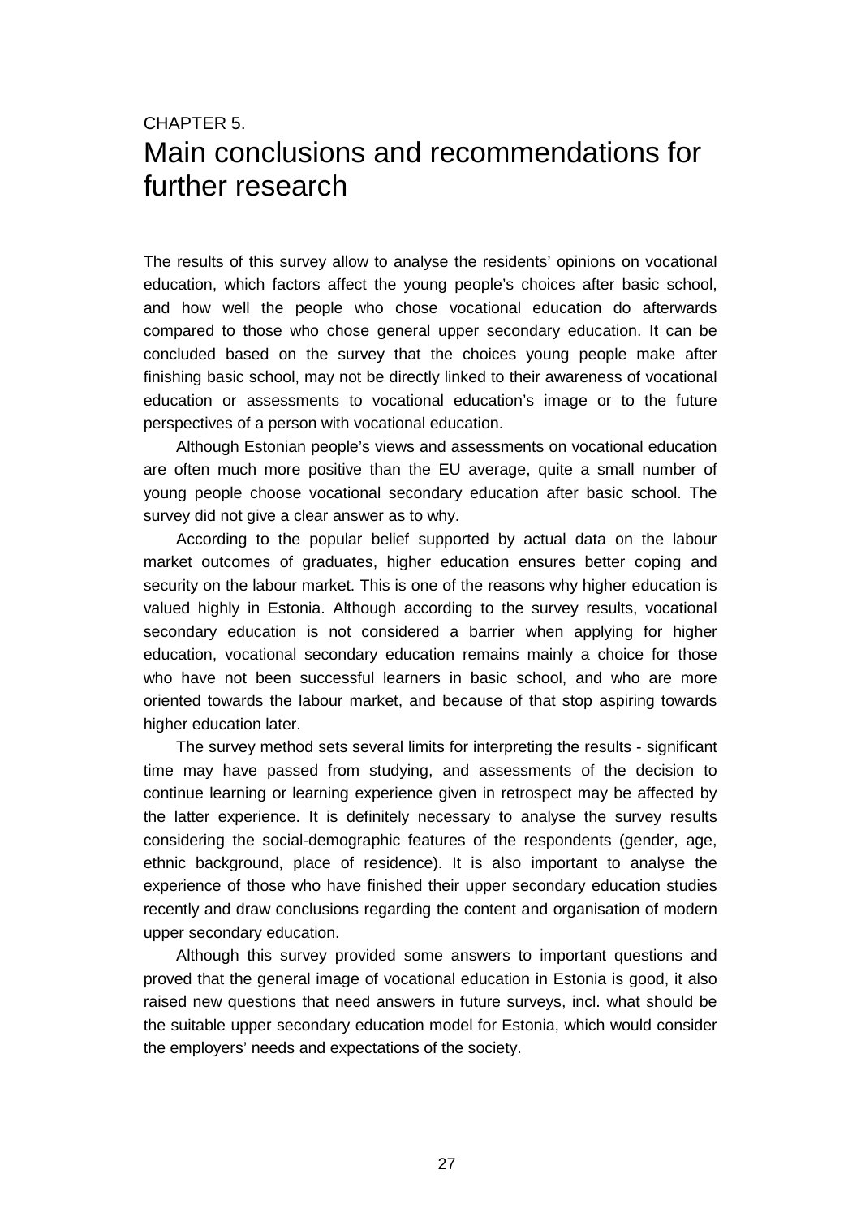CHAPTER 5.

# Main conclusions and recommendations for further research

The results of this survey allow to analyse the residents' opinions on vocational education, which factors affect the young people's choices after basic school, and how well the people who chose vocational education do afterwards compared to those who chose general upper secondary education. It can be concluded based on the survey that the choices young people make after finishing basic school, may not be directly linked to their awareness of vocational education or assessments to vocational education's image or to the future perspectives of a person with vocational education.

Although Estonian people's views and assessments on vocational education are often much more positive than the EU average, quite a small number of young people choose vocational secondary education after basic school. The survey did not give a clear answer as to why.

According to the popular belief supported by actual data on the labour market outcomes of graduates, higher education ensures better coping and security on the labour market. This is one of the reasons why higher education is valued highly in Estonia. Although according to the survey results, vocational secondary education is not considered a barrier when applying for higher education, vocational secondary education remains mainly a choice for those who have not been successful learners in basic school, and who are more oriented towards the labour market, and because of that stop aspiring towards higher education later.

The survey method sets several limits for interpreting the results - significant time may have passed from studying, and assessments of the decision to continue learning or learning experience given in retrospect may be affected by the latter experience. It is definitely necessary to analyse the survey results considering the social-demographic features of the respondents (gender, age, ethnic background, place of residence). It is also important to analyse the experience of those who have finished their upper secondary education studies recently and draw conclusions regarding the content and organisation of modern upper secondary education.

Although this survey provided some answers to important questions and proved that the general image of vocational education in Estonia is good, it also raised new questions that need answers in future surveys, incl. what should be the suitable upper secondary education model for Estonia, which would consider the employers' needs and expectations of the society.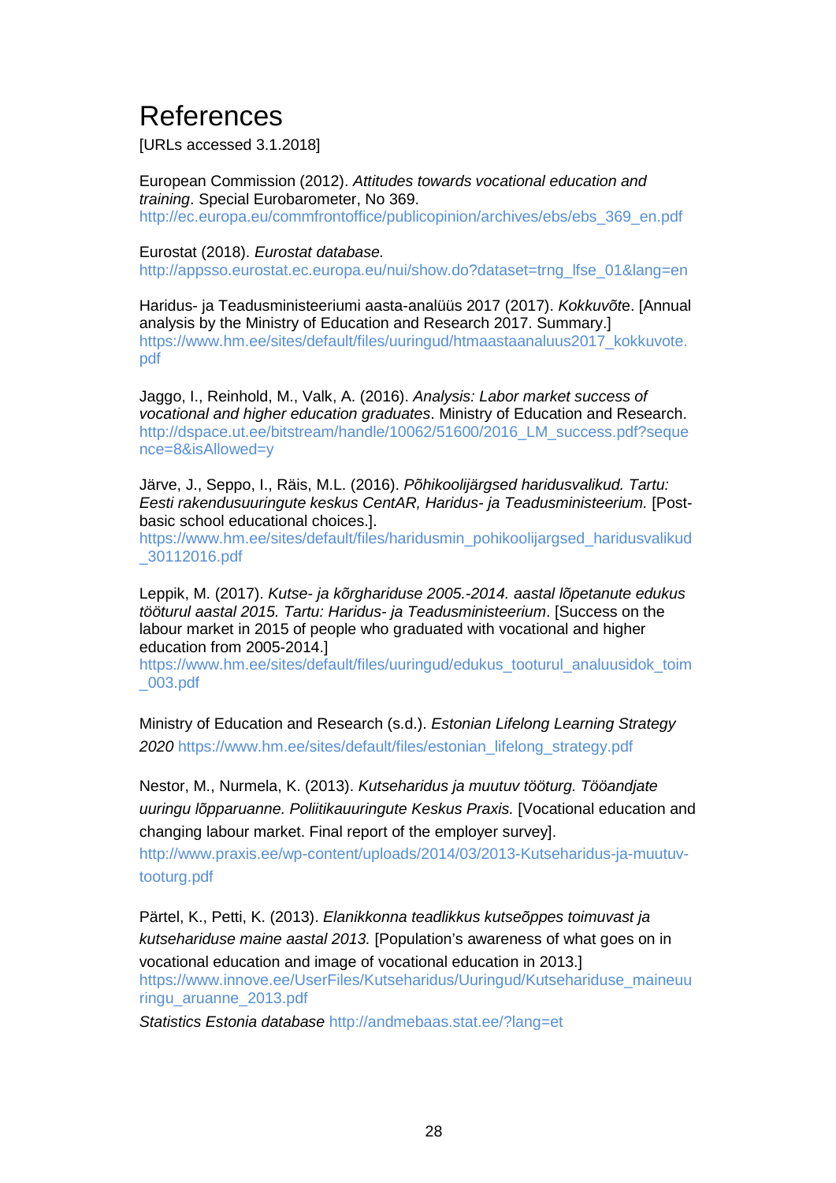# References

[URLs accessed 3.1.2018]

European Commission (2012). *Attitudes towards vocational education and training*. Special Eurobarometer, No 369.
http://ec.europa.eu/commfrontoffice/publicopinion/archives/ebs/ebs_369_en.pdf

Eurostat (2018). *Eurostat database.*
http://appsso.eurostat.ec.europa.eu/nui/show.do?dataset=trng_lfse_01&lang=en

Haridus- ja Teadusministeeriumi aasta-analüüs 2017 (2017). *Kokkuvõt*e. [Annual analysis by the Ministry of Education and Research 2017. Summary.]
https://www.hm.ee/sites/default/files/uuringud/htmaastaanaluus2017_kokkuvote.pdf

Jaggo, I., Reinhold, M., Valk, A. (2016). *Analysis: Labor market success of vocational and higher education graduates*. Ministry of Education and Research.
http://dspace.ut.ee/bitstream/handle/10062/51600/2016_LM_success.pdf?sequence=8&isAllowed=y

Järve, J., Seppo, I., Räis, M.L. (2016). *Põhikoolijärgsed haridusvalikud. Tartu: Eesti rakendusuuringute keskus CentAR, Haridus- ja Teadusministeerium.* [Post-basic school educational choices.].
https://www.hm.ee/sites/default/files/haridusmin_pohikoolijargsed_haridusvalikud_30112016.pdf

Leppik, M. (2017). *Kutse- ja kõrghariduse 2005.-2014. aastal lõpetanute edukus tööturul aastal 2015. Tartu: Haridus- ja Teadusministeerium*. [Success on the labour market in 2015 of people who graduated with vocational and higher education from 2005-2014.]
https://www.hm.ee/sites/default/files/uuringud/edukus_tooturul_analuusidok_toim_003.pdf

Ministry of Education and Research (s.d.). *Estonian Lifelong Learning Strategy 2020* https://www.hm.ee/sites/default/files/estonian_lifelong_strategy.pdf

Nestor, M., Nurmela, K. (2013). *Kutseharidus ja muutuv tööturg. Tööandjate uuringu lõpparuanne. Poliitikauuringute Keskus Praxis.* [Vocational education and changing labour market. Final report of the employer survey].
http://www.praxis.ee/wp-content/uploads/2014/03/2013-Kutseharidus-ja-muutuv-tooturg.pdf

Pärtel, K., Petti, K. (2013). *Elanikkonna teadlikkus kutseõppes toimuvast ja kutsehariduse maine aastal 2013.* [Population's awareness of what goes on in vocational education and image of vocational education in 2013.]
https://www.innove.ee/UserFiles/Kutseharidus/Uuringud/Kutsehariduse_maineuuringu_aruanne_2013.pdf

*Statistics Estonia database* http://andmebaas.stat.ee/?lang=et